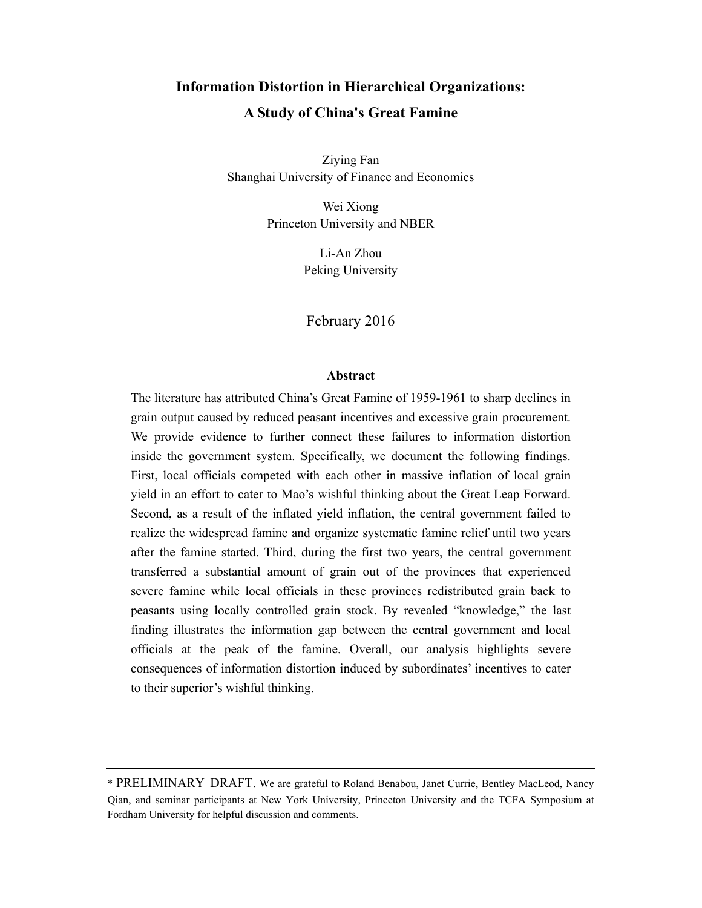# Information Distortion in Hierarchical Organizations:
# A Study of China's Great Famine

Ziying Fan
Shanghai University of Finance and Economics

Wei Xiong
Princeton University and NBER

Li-An Zhou
Peking University

February 2016

**Abstract**

The literature has attributed China's Great Famine of 1959-1961 to sharp declines in grain output caused by reduced peasant incentives and excessive grain procurement. We provide evidence to further connect these failures to information distortion inside the government system. Specifically, we document the following findings. First, local officials competed with each other in massive inflation of local grain yield in an effort to cater to Mao's wishful thinking about the Great Leap Forward. Second, as a result of the inflated yield inflation, the central government failed to realize the widespread famine and organize systematic famine relief until two years after the famine started. Third, during the first two years, the central government transferred a substantial amount of grain out of the provinces that experienced severe famine while local officials in these provinces redistributed grain back to peasants using locally controlled grain stock. By revealed "knowledge," the last finding illustrates the information gap between the central government and local officials at the peak of the famine. Overall, our analysis highlights severe consequences of information distortion induced by subordinates' incentives to cater to their superior's wishful thinking.

---

\* PRELIMINARY DRAFT. We are grateful to Roland Benabou, Janet Currie, Bentley MacLeod, Nancy Qian, and seminar participants at New York University, Princeton University and the TCFA Symposium at Fordham University for helpful discussion and comments.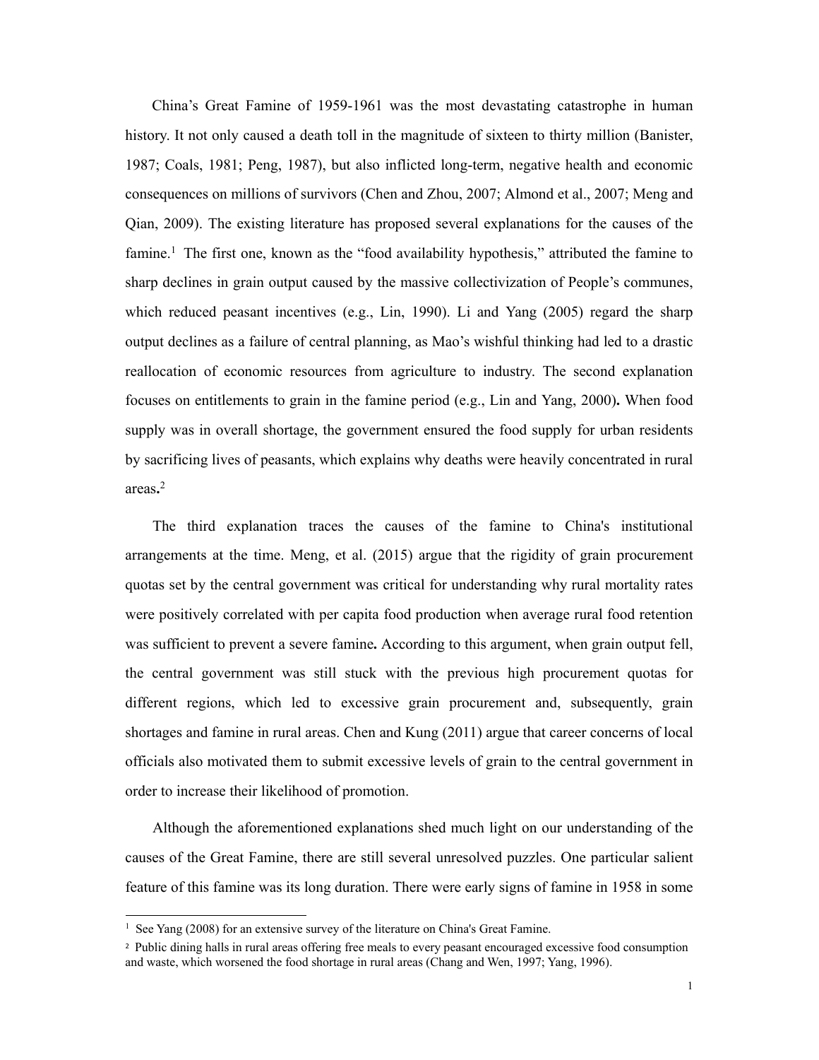China's Great Famine of 1959-1961 was the most devastating catastrophe in human history. It not only caused a death toll in the magnitude of sixteen to thirty million (Banister, 1987; Coals, 1981; Peng, 1987), but also inflicted long-term, negative health and economic consequences on millions of survivors (Chen and Zhou, 2007; Almond et al., 2007; Meng and Qian, 2009). The existing literature has proposed several explanations for the causes of the famine.[1] The first one, known as the "food availability hypothesis," attributed the famine to sharp declines in grain output caused by the massive collectivization of People's communes, which reduced peasant incentives (e.g., Lin, 1990). Li and Yang (2005) regard the sharp output declines as a failure of central planning, as Mao's wishful thinking had led to a drastic reallocation of economic resources from agriculture to industry. The second explanation focuses on entitlements to grain in the famine period (e.g., Lin and Yang, 2000)**.** When food supply was in overall shortage, the government ensured the food supply for urban residents by sacrificing lives of peasants, which explains why deaths were heavily concentrated in rural areas**.**[2]

The third explanation traces the causes of the famine to China's institutional arrangements at the time. Meng, et al. (2015) argue that the rigidity of grain procurement quotas set by the central government was critical for understanding why rural mortality rates were positively correlated with per capita food production when average rural food retention was sufficient to prevent a severe famine**.** According to this argument, when grain output fell, the central government was still stuck with the previous high procurement quotas for different regions, which led to excessive grain procurement and, subsequently, grain shortages and famine in rural areas. Chen and Kung (2011) argue that career concerns of local officials also motivated them to submit excessive levels of grain to the central government in order to increase their likelihood of promotion.

Although the aforementioned explanations shed much light on our understanding of the causes of the Great Famine, there are still several unresolved puzzles. One particular salient feature of this famine was its long duration. There were early signs of famine in 1958 in some

---

[1] See Yang (2008) for an extensive survey of the literature on China's Great Famine.

[2] Public dining halls in rural areas offering free meals to every peasant encouraged excessive food consumption and waste, which worsened the food shortage in rural areas (Chang and Wen, 1997; Yang, 1996).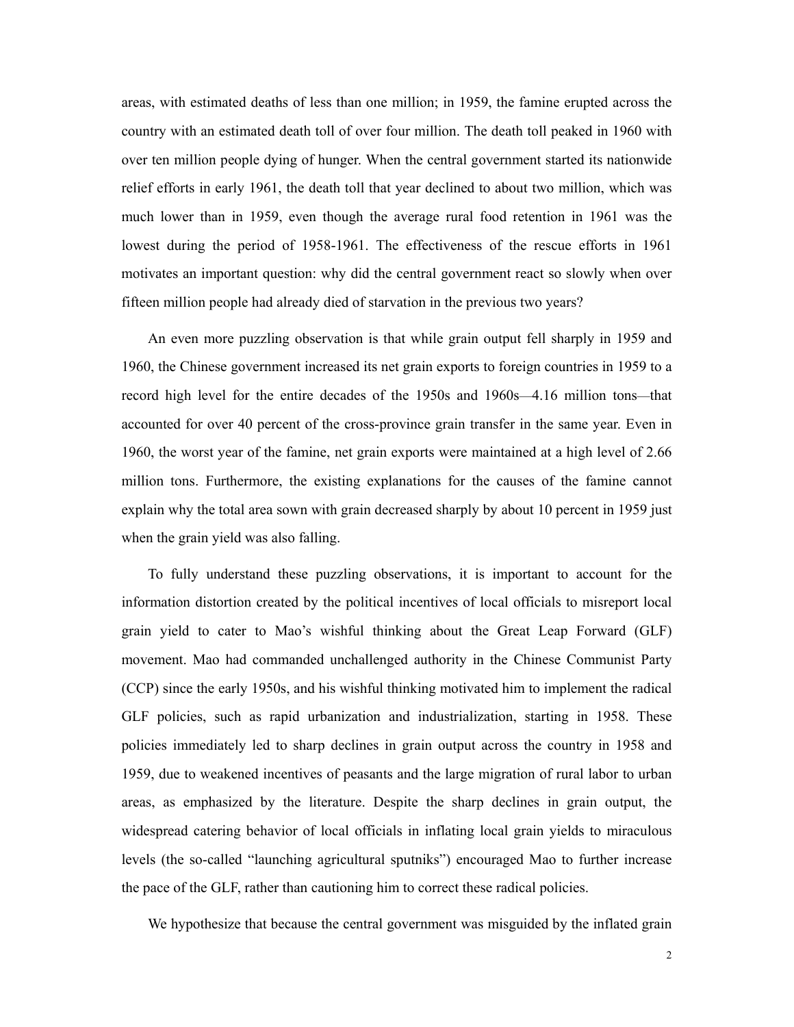areas, with estimated deaths of less than one million; in 1959, the famine erupted across the country with an estimated death toll of over four million. The death toll peaked in 1960 with over ten million people dying of hunger. When the central government started its nationwide relief efforts in early 1961, the death toll that year declined to about two million, which was much lower than in 1959, even though the average rural food retention in 1961 was the lowest during the period of 1958-1961. The effectiveness of the rescue efforts in 1961 motivates an important question: why did the central government react so slowly when over fifteen million people had already died of starvation in the previous two years?

An even more puzzling observation is that while grain output fell sharply in 1959 and 1960, the Chinese government increased its net grain exports to foreign countries in 1959 to a record high level for the entire decades of the 1950s and 1960s—4.16 million tons—that accounted for over 40 percent of the cross-province grain transfer in the same year. Even in 1960, the worst year of the famine, net grain exports were maintained at a high level of 2.66 million tons. Furthermore, the existing explanations for the causes of the famine cannot explain why the total area sown with grain decreased sharply by about 10 percent in 1959 just when the grain yield was also falling.

To fully understand these puzzling observations, it is important to account for the information distortion created by the political incentives of local officials to misreport local grain yield to cater to Mao's wishful thinking about the Great Leap Forward (GLF) movement. Mao had commanded unchallenged authority in the Chinese Communist Party (CCP) since the early 1950s, and his wishful thinking motivated him to implement the radical GLF policies, such as rapid urbanization and industrialization, starting in 1958. These policies immediately led to sharp declines in grain output across the country in 1958 and 1959, due to weakened incentives of peasants and the large migration of rural labor to urban areas, as emphasized by the literature. Despite the sharp declines in grain output, the widespread catering behavior of local officials in inflating local grain yields to miraculous levels (the so-called "launching agricultural sputniks") encouraged Mao to further increase the pace of the GLF, rather than cautioning him to correct these radical policies.

We hypothesize that because the central government was misguided by the inflated grain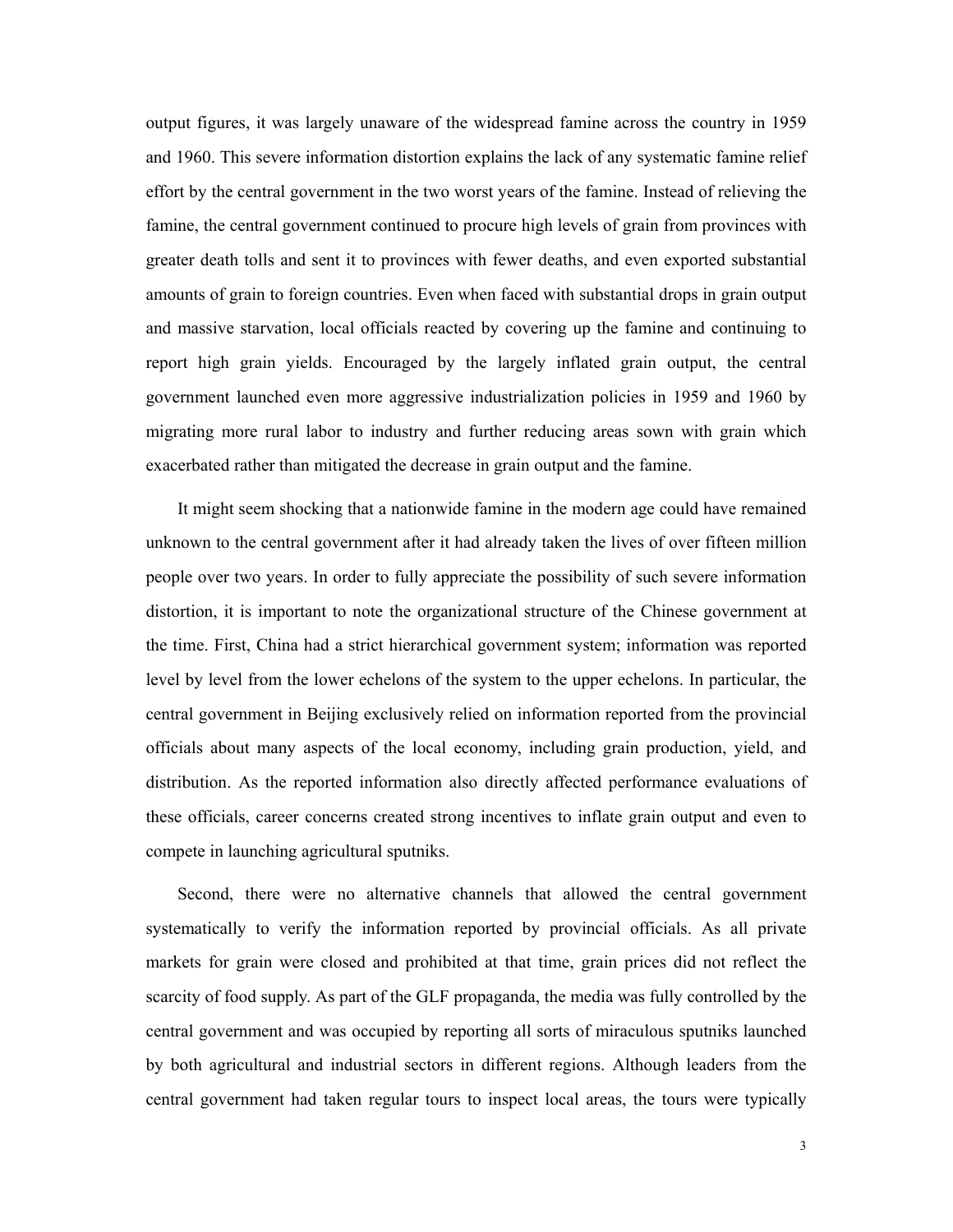output figures, it was largely unaware of the widespread famine across the country in 1959 and 1960. This severe information distortion explains the lack of any systematic famine relief effort by the central government in the two worst years of the famine. Instead of relieving the famine, the central government continued to procure high levels of grain from provinces with greater death tolls and sent it to provinces with fewer deaths, and even exported substantial amounts of grain to foreign countries. Even when faced with substantial drops in grain output and massive starvation, local officials reacted by covering up the famine and continuing to report high grain yields. Encouraged by the largely inflated grain output, the central government launched even more aggressive industrialization policies in 1959 and 1960 by migrating more rural labor to industry and further reducing areas sown with grain which exacerbated rather than mitigated the decrease in grain output and the famine.

It might seem shocking that a nationwide famine in the modern age could have remained unknown to the central government after it had already taken the lives of over fifteen million people over two years. In order to fully appreciate the possibility of such severe information distortion, it is important to note the organizational structure of the Chinese government at the time. First, China had a strict hierarchical government system; information was reported level by level from the lower echelons of the system to the upper echelons. In particular, the central government in Beijing exclusively relied on information reported from the provincial officials about many aspects of the local economy, including grain production, yield, and distribution. As the reported information also directly affected performance evaluations of these officials, career concerns created strong incentives to inflate grain output and even to compete in launching agricultural sputniks.

Second, there were no alternative channels that allowed the central government systematically to verify the information reported by provincial officials. As all private markets for grain were closed and prohibited at that time, grain prices did not reflect the scarcity of food supply. As part of the GLF propaganda, the media was fully controlled by the central government and was occupied by reporting all sorts of miraculous sputniks launched by both agricultural and industrial sectors in different regions. Although leaders from the central government had taken regular tours to inspect local areas, the tours were typically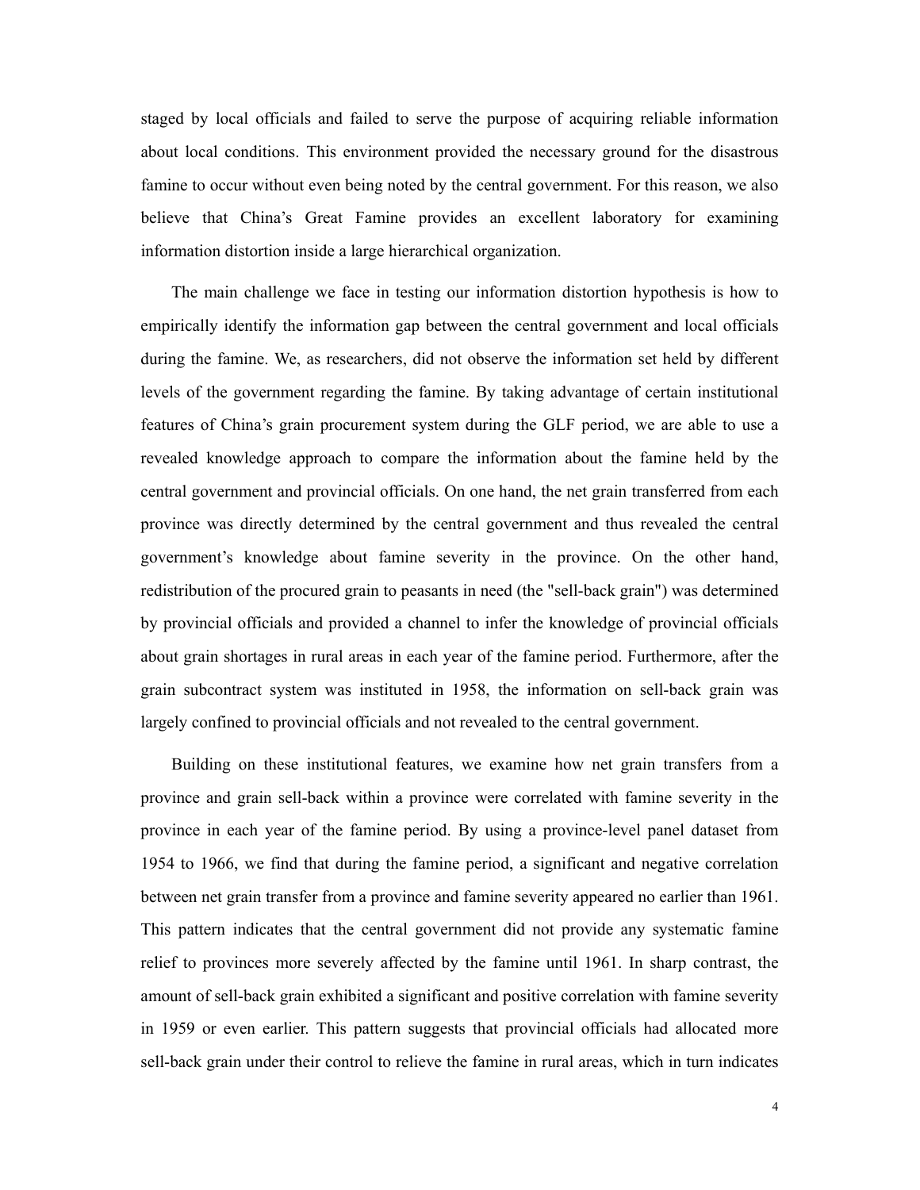staged by local officials and failed to serve the purpose of acquiring reliable information about local conditions. This environment provided the necessary ground for the disastrous famine to occur without even being noted by the central government. For this reason, we also believe that China's Great Famine provides an excellent laboratory for examining information distortion inside a large hierarchical organization.

The main challenge we face in testing our information distortion hypothesis is how to empirically identify the information gap between the central government and local officials during the famine. We, as researchers, did not observe the information set held by different levels of the government regarding the famine. By taking advantage of certain institutional features of China's grain procurement system during the GLF period, we are able to use a revealed knowledge approach to compare the information about the famine held by the central government and provincial officials. On one hand, the net grain transferred from each province was directly determined by the central government and thus revealed the central government's knowledge about famine severity in the province. On the other hand, redistribution of the procured grain to peasants in need (the "sell-back grain") was determined by provincial officials and provided a channel to infer the knowledge of provincial officials about grain shortages in rural areas in each year of the famine period. Furthermore, after the grain subcontract system was instituted in 1958, the information on sell-back grain was largely confined to provincial officials and not revealed to the central government.

Building on these institutional features, we examine how net grain transfers from a province and grain sell-back within a province were correlated with famine severity in the province in each year of the famine period. By using a province-level panel dataset from 1954 to 1966, we find that during the famine period, a significant and negative correlation between net grain transfer from a province and famine severity appeared no earlier than 1961. This pattern indicates that the central government did not provide any systematic famine relief to provinces more severely affected by the famine until 1961. In sharp contrast, the amount of sell-back grain exhibited a significant and positive correlation with famine severity in 1959 or even earlier. This pattern suggests that provincial officials had allocated more sell-back grain under their control to relieve the famine in rural areas, which in turn indicates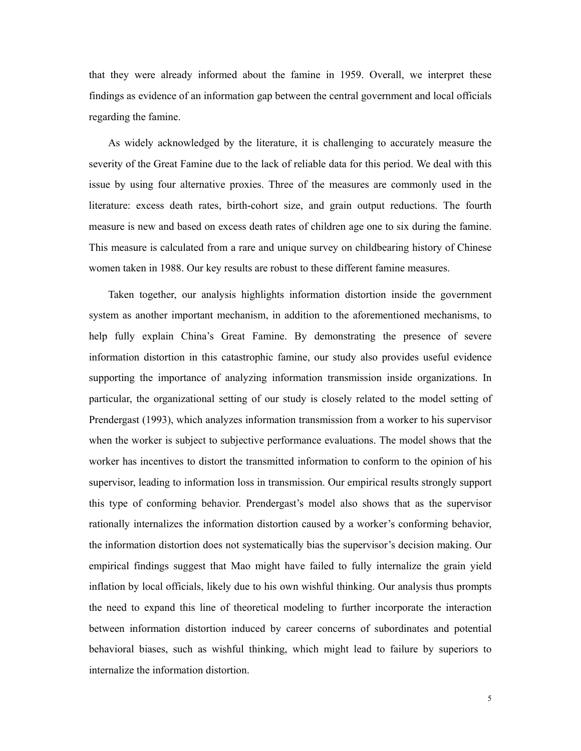that they were already informed about the famine in 1959. Overall, we interpret these findings as evidence of an information gap between the central government and local officials regarding the famine.

As widely acknowledged by the literature, it is challenging to accurately measure the severity of the Great Famine due to the lack of reliable data for this period. We deal with this issue by using four alternative proxies. Three of the measures are commonly used in the literature: excess death rates, birth-cohort size, and grain output reductions. The fourth measure is new and based on excess death rates of children age one to six during the famine. This measure is calculated from a rare and unique survey on childbearing history of Chinese women taken in 1988. Our key results are robust to these different famine measures.

Taken together, our analysis highlights information distortion inside the government system as another important mechanism, in addition to the aforementioned mechanisms, to help fully explain China's Great Famine. By demonstrating the presence of severe information distortion in this catastrophic famine, our study also provides useful evidence supporting the importance of analyzing information transmission inside organizations. In particular, the organizational setting of our study is closely related to the model setting of Prendergast (1993), which analyzes information transmission from a worker to his supervisor when the worker is subject to subjective performance evaluations. The model shows that the worker has incentives to distort the transmitted information to conform to the opinion of his supervisor, leading to information loss in transmission. Our empirical results strongly support this type of conforming behavior. Prendergast's model also shows that as the supervisor rationally internalizes the information distortion caused by a worker's conforming behavior, the information distortion does not systematically bias the supervisor's decision making. Our empirical findings suggest that Mao might have failed to fully internalize the grain yield inflation by local officials, likely due to his own wishful thinking. Our analysis thus prompts the need to expand this line of theoretical modeling to further incorporate the interaction between information distortion induced by career concerns of subordinates and potential behavioral biases, such as wishful thinking, which might lead to failure by superiors to internalize the information distortion.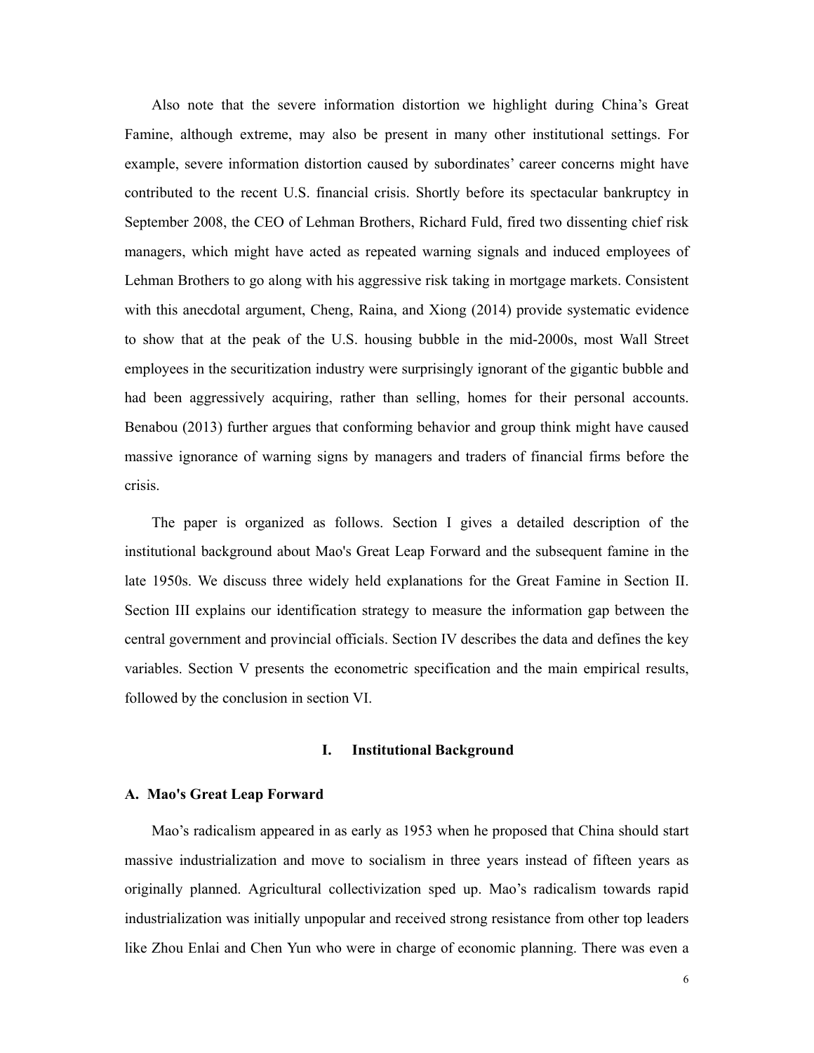Also note that the severe information distortion we highlight during China's Great Famine, although extreme, may also be present in many other institutional settings. For example, severe information distortion caused by subordinates' career concerns might have contributed to the recent U.S. financial crisis. Shortly before its spectacular bankruptcy in September 2008, the CEO of Lehman Brothers, Richard Fuld, fired two dissenting chief risk managers, which might have acted as repeated warning signals and induced employees of Lehman Brothers to go along with his aggressive risk taking in mortgage markets. Consistent with this anecdotal argument, Cheng, Raina, and Xiong (2014) provide systematic evidence to show that at the peak of the U.S. housing bubble in the mid-2000s, most Wall Street employees in the securitization industry were surprisingly ignorant of the gigantic bubble and had been aggressively acquiring, rather than selling, homes for their personal accounts. Benabou (2013) further argues that conforming behavior and group think might have caused massive ignorance of warning signs by managers and traders of financial firms before the crisis.

The paper is organized as follows. Section I gives a detailed description of the institutional background about Mao's Great Leap Forward and the subsequent famine in the late 1950s. We discuss three widely held explanations for the Great Famine in Section II. Section III explains our identification strategy to measure the information gap between the central government and provincial officials. Section IV describes the data and defines the key variables. Section V presents the econometric specification and the main empirical results, followed by the conclusion in section VI.

## I. Institutional Background

### A. Mao's Great Leap Forward

Mao's radicalism appeared in as early as 1953 when he proposed that China should start massive industrialization and move to socialism in three years instead of fifteen years as originally planned. Agricultural collectivization sped up. Mao's radicalism towards rapid industrialization was initially unpopular and received strong resistance from other top leaders like Zhou Enlai and Chen Yun who were in charge of economic planning. There was even a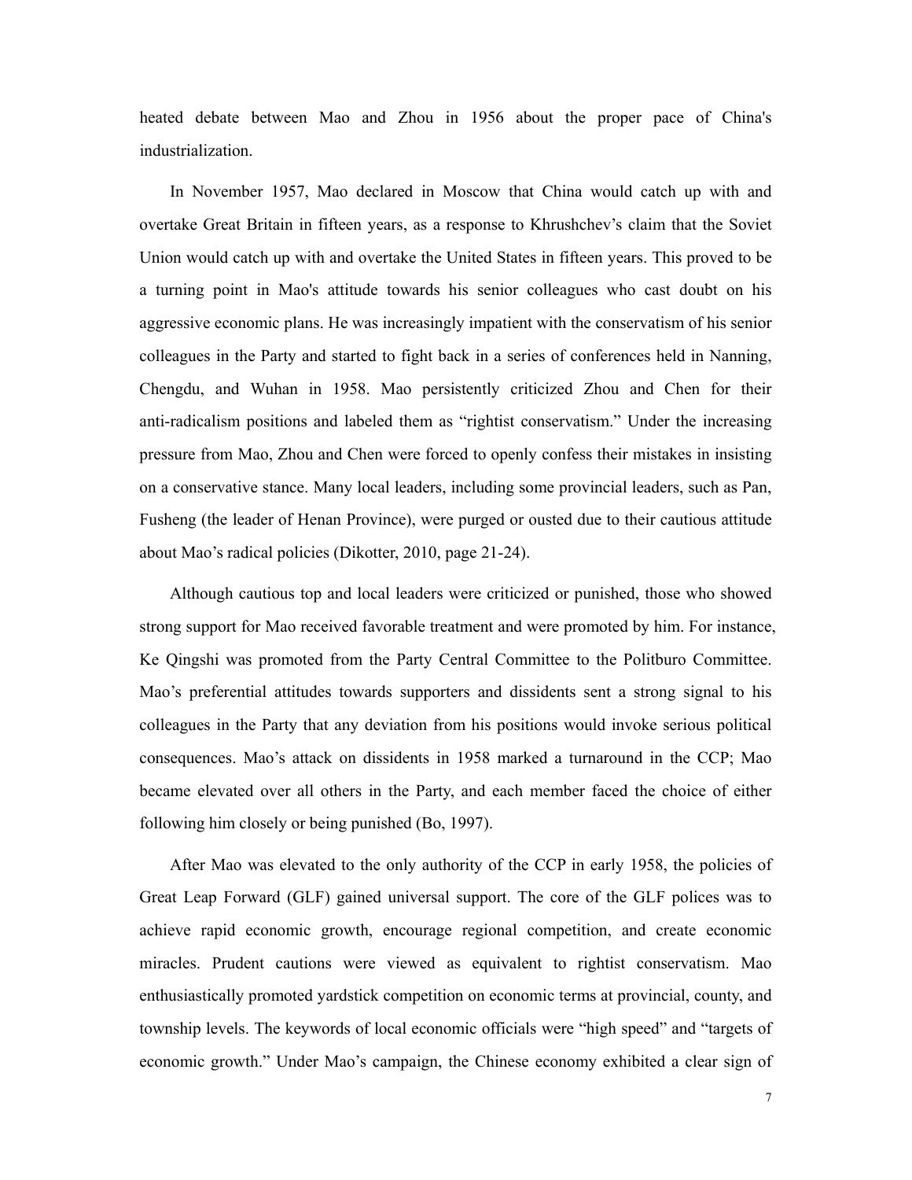heated debate between Mao and Zhou in 1956 about the proper pace of China's industrialization.

In November 1957, Mao declared in Moscow that China would catch up with and overtake Great Britain in fifteen years, as a response to Khrushchev's claim that the Soviet Union would catch up with and overtake the United States in fifteen years. This proved to be a turning point in Mao's attitude towards his senior colleagues who cast doubt on his aggressive economic plans. He was increasingly impatient with the conservatism of his senior colleagues in the Party and started to fight back in a series of conferences held in Nanning, Chengdu, and Wuhan in 1958. Mao persistently criticized Zhou and Chen for their anti-radicalism positions and labeled them as "rightist conservatism." Under the increasing pressure from Mao, Zhou and Chen were forced to openly confess their mistakes in insisting on a conservative stance. Many local leaders, including some provincial leaders, such as Pan, Fusheng (the leader of Henan Province), were purged or ousted due to their cautious attitude about Mao's radical policies (Dikotter, 2010, page 21-24).

Although cautious top and local leaders were criticized or punished, those who showed strong support for Mao received favorable treatment and were promoted by him. For instance, Ke Qingshi was promoted from the Party Central Committee to the Politburo Committee. Mao's preferential attitudes towards supporters and dissidents sent a strong signal to his colleagues in the Party that any deviation from his positions would invoke serious political consequences. Mao's attack on dissidents in 1958 marked a turnaround in the CCP; Mao became elevated over all others in the Party, and each member faced the choice of either following him closely or being punished (Bo, 1997).

After Mao was elevated to the only authority of the CCP in early 1958, the policies of Great Leap Forward (GLF) gained universal support. The core of the GLF polices was to achieve rapid economic growth, encourage regional competition, and create economic miracles. Prudent cautions were viewed as equivalent to rightist conservatism. Mao enthusiastically promoted yardstick competition on economic terms at provincial, county, and township levels. The keywords of local economic officials were "high speed" and "targets of economic growth." Under Mao's campaign, the Chinese economy exhibited a clear sign of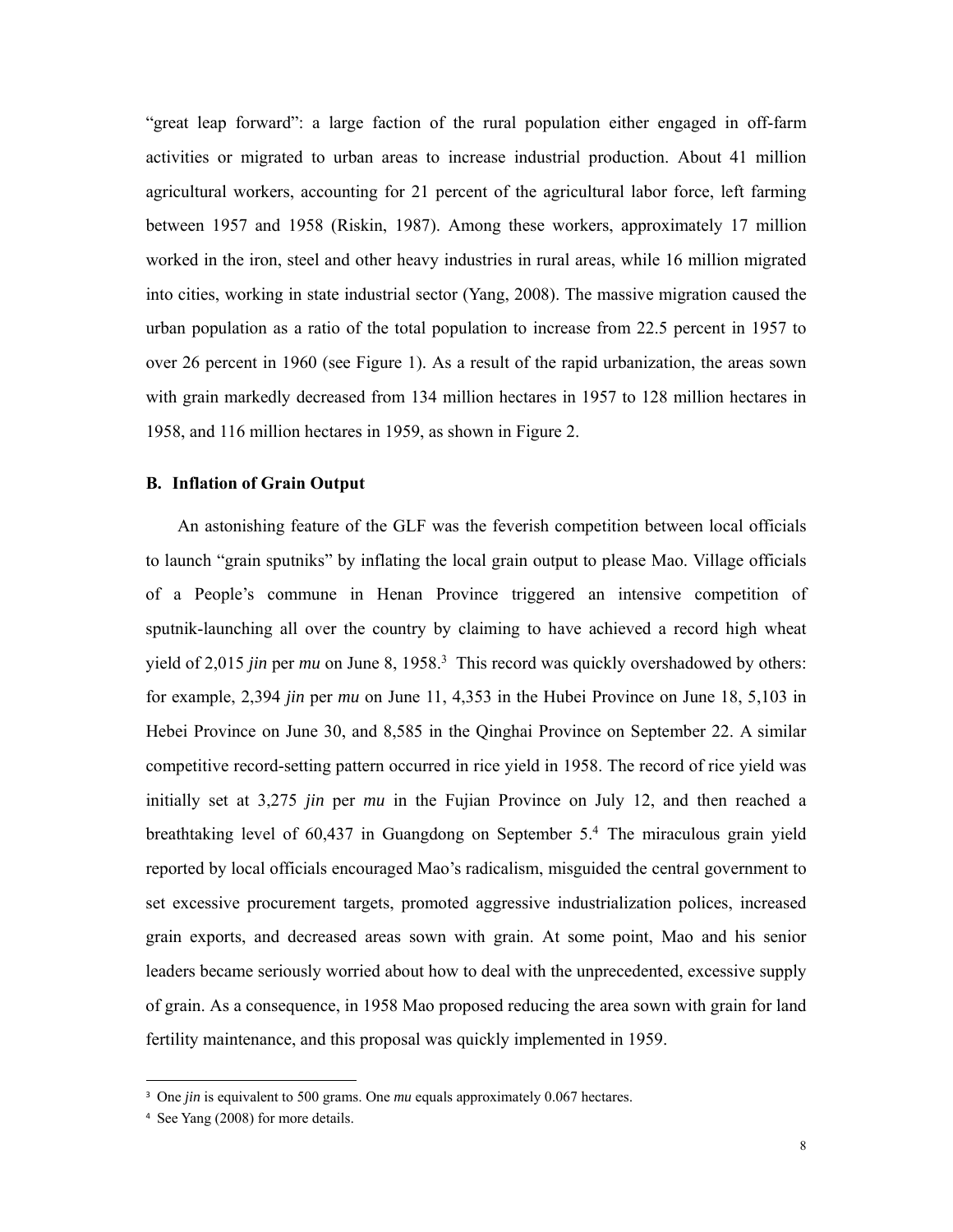"great leap forward": a large faction of the rural population either engaged in off-farm activities or migrated to urban areas to increase industrial production. About 41 million agricultural workers, accounting for 21 percent of the agricultural labor force, left farming between 1957 and 1958 (Riskin, 1987). Among these workers, approximately 17 million worked in the iron, steel and other heavy industries in rural areas, while 16 million migrated into cities, working in state industrial sector (Yang, 2008). The massive migration caused the urban population as a ratio of the total population to increase from 22.5 percent in 1957 to over 26 percent in 1960 (see Figure 1). As a result of the rapid urbanization, the areas sown with grain markedly decreased from 134 million hectares in 1957 to 128 million hectares in 1958, and 116 million hectares in 1959, as shown in Figure 2.

### B. Inflation of Grain Output

An astonishing feature of the GLF was the feverish competition between local officials to launch "grain sputniks" by inflating the local grain output to please Mao. Village officials of a People's commune in Henan Province triggered an intensive competition of sputnik-launching all over the country by claiming to have achieved a record high wheat yield of 2,015 *jin* per *mu* on June 8, 1958.[3] This record was quickly overshadowed by others: for example, 2,394 *jin* per *mu* on June 11, 4,353 in the Hubei Province on June 18, 5,103 in Hebei Province on June 30, and 8,585 in the Qinghai Province on September 22. A similar competitive record-setting pattern occurred in rice yield in 1958. The record of rice yield was initially set at 3,275 *jin* per *mu* in the Fujian Province on July 12, and then reached a breathtaking level of 60,437 in Guangdong on September 5.[4] The miraculous grain yield reported by local officials encouraged Mao's radicalism, misguided the central government to set excessive procurement targets, promoted aggressive industrialization polices, increased grain exports, and decreased areas sown with grain. At some point, Mao and his senior leaders became seriously worried about how to deal with the unprecedented, excessive supply of grain. As a consequence, in 1958 Mao proposed reducing the area sown with grain for land fertility maintenance, and this proposal was quickly implemented in 1959.

---

[3] One *jin* is equivalent to 500 grams. One *mu* equals approximately 0.067 hectares.

[4] See Yang (2008) for more details.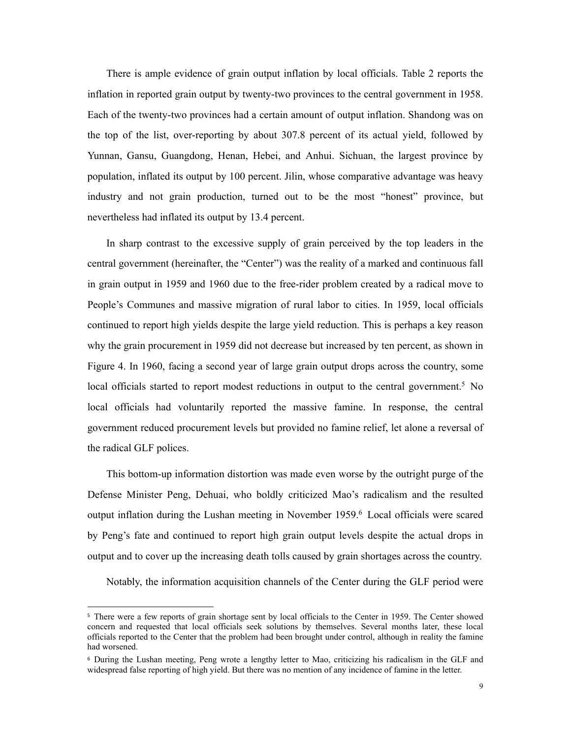There is ample evidence of grain output inflation by local officials. Table 2 reports the inflation in reported grain output by twenty-two provinces to the central government in 1958. Each of the twenty-two provinces had a certain amount of output inflation. Shandong was on the top of the list, over-reporting by about 307.8 percent of its actual yield, followed by Yunnan, Gansu, Guangdong, Henan, Hebei, and Anhui. Sichuan, the largest province by population, inflated its output by 100 percent. Jilin, whose comparative advantage was heavy industry and not grain production, turned out to be the most "honest" province, but nevertheless had inflated its output by 13.4 percent.

In sharp contrast to the excessive supply of grain perceived by the top leaders in the central government (hereinafter, the "Center") was the reality of a marked and continuous fall in grain output in 1959 and 1960 due to the free-rider problem created by a radical move to People's Communes and massive migration of rural labor to cities. In 1959, local officials continued to report high yields despite the large yield reduction. This is perhaps a key reason why the grain procurement in 1959 did not decrease but increased by ten percent, as shown in Figure 4. In 1960, facing a second year of large grain output drops across the country, some local officials started to report modest reductions in output to the central government.[5] No local officials had voluntarily reported the massive famine. In response, the central government reduced procurement levels but provided no famine relief, let alone a reversal of the radical GLF polices.

This bottom-up information distortion was made even worse by the outright purge of the Defense Minister Peng, Dehuai, who boldly criticized Mao's radicalism and the resulted output inflation during the Lushan meeting in November 1959.[6] Local officials were scared by Peng's fate and continued to report high grain output levels despite the actual drops in output and to cover up the increasing death tolls caused by grain shortages across the country.

Notably, the information acquisition channels of the Center during the GLF period were

---

[5] There were a few reports of grain shortage sent by local officials to the Center in 1959. The Center showed concern and requested that local officials seek solutions by themselves. Several months later, these local officials reported to the Center that the problem had been brought under control, although in reality the famine had worsened.

[6] During the Lushan meeting, Peng wrote a lengthy letter to Mao, criticizing his radicalism in the GLF and widespread false reporting of high yield. But there was no mention of any incidence of famine in the letter.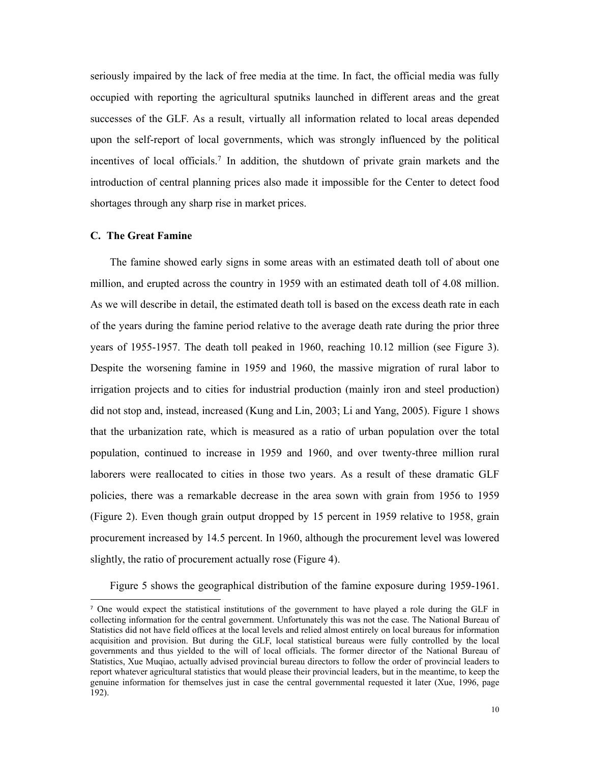seriously impaired by the lack of free media at the time. In fact, the official media was fully occupied with reporting the agricultural sputniks launched in different areas and the great successes of the GLF. As a result, virtually all information related to local areas depended upon the self-report of local governments, which was strongly influenced by the political incentives of local officials.[7] In addition, the shutdown of private grain markets and the introduction of central planning prices also made it impossible for the Center to detect food shortages through any sharp rise in market prices.

### C. The Great Famine

The famine showed early signs in some areas with an estimated death toll of about one million, and erupted across the country in 1959 with an estimated death toll of 4.08 million. As we will describe in detail, the estimated death toll is based on the excess death rate in each of the years during the famine period relative to the average death rate during the prior three years of 1955-1957. The death toll peaked in 1960, reaching 10.12 million (see Figure 3). Despite the worsening famine in 1959 and 1960, the massive migration of rural labor to irrigation projects and to cities for industrial production (mainly iron and steel production) did not stop and, instead, increased (Kung and Lin, 2003; Li and Yang, 2005). Figure 1 shows that the urbanization rate, which is measured as a ratio of urban population over the total population, continued to increase in 1959 and 1960, and over twenty-three million rural laborers were reallocated to cities in those two years. As a result of these dramatic GLF policies, there was a remarkable decrease in the area sown with grain from 1956 to 1959 (Figure 2). Even though grain output dropped by 15 percent in 1959 relative to 1958, grain procurement increased by 14.5 percent. In 1960, although the procurement level was lowered slightly, the ratio of procurement actually rose (Figure 4).

Figure 5 shows the geographical distribution of the famine exposure during 1959-1961.

[7] One would expect the statistical institutions of the government to have played a role during the GLF in collecting information for the central government. Unfortunately this was not the case. The National Bureau of Statistics did not have field offices at the local levels and relied almost entirely on local bureaus for information acquisition and provision. But during the GLF, local statistical bureaus were fully controlled by the local governments and thus yielded to the will of local officials. The former director of the National Bureau of Statistics, Xue Muqiao, actually advised provincial bureau directors to follow the order of provincial leaders to report whatever agricultural statistics that would please their provincial leaders, but in the meantime, to keep the genuine information for themselves just in case the central governmental requested it later (Xue, 1996, page 192).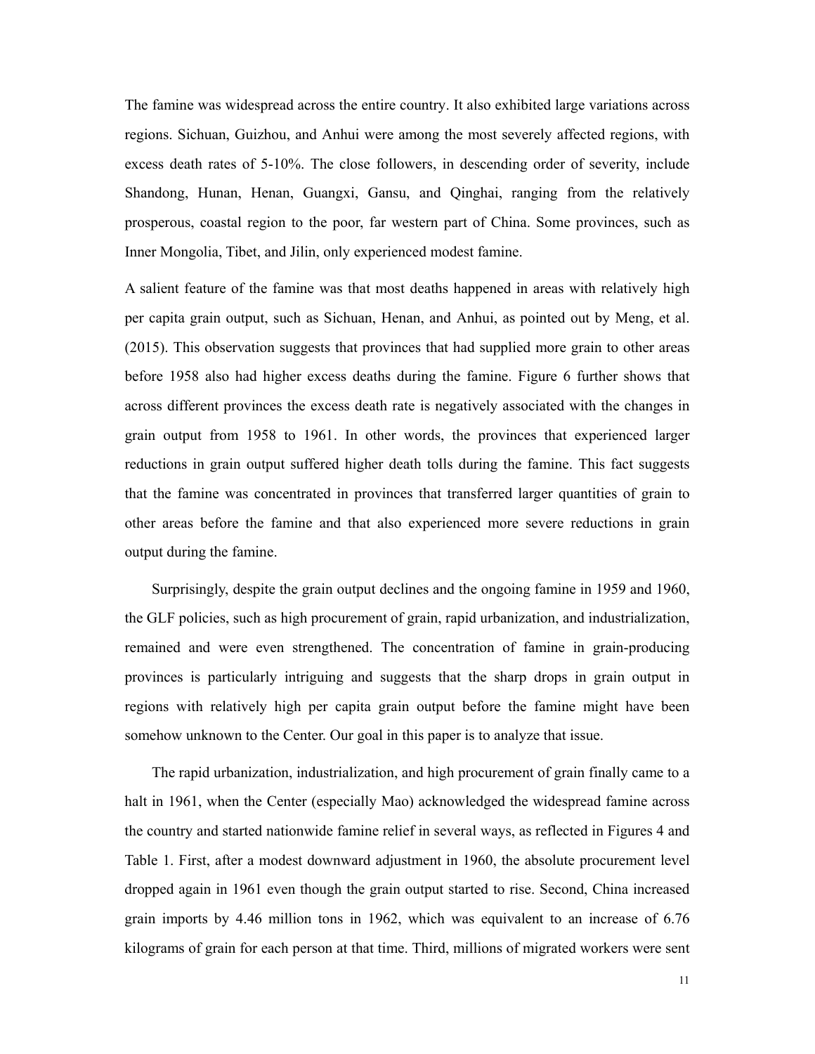The famine was widespread across the entire country. It also exhibited large variations across regions. Sichuan, Guizhou, and Anhui were among the most severely affected regions, with excess death rates of 5-10%. The close followers, in descending order of severity, include Shandong, Hunan, Henan, Guangxi, Gansu, and Qinghai, ranging from the relatively prosperous, coastal region to the poor, far western part of China. Some provinces, such as Inner Mongolia, Tibet, and Jilin, only experienced modest famine.

A salient feature of the famine was that most deaths happened in areas with relatively high per capita grain output, such as Sichuan, Henan, and Anhui, as pointed out by Meng, et al. (2015). This observation suggests that provinces that had supplied more grain to other areas before 1958 also had higher excess deaths during the famine. Figure 6 further shows that across different provinces the excess death rate is negatively associated with the changes in grain output from 1958 to 1961. In other words, the provinces that experienced larger reductions in grain output suffered higher death tolls during the famine. This fact suggests that the famine was concentrated in provinces that transferred larger quantities of grain to other areas before the famine and that also experienced more severe reductions in grain output during the famine.

Surprisingly, despite the grain output declines and the ongoing famine in 1959 and 1960, the GLF policies, such as high procurement of grain, rapid urbanization, and industrialization, remained and were even strengthened. The concentration of famine in grain-producing provinces is particularly intriguing and suggests that the sharp drops in grain output in regions with relatively high per capita grain output before the famine might have been somehow unknown to the Center. Our goal in this paper is to analyze that issue.

The rapid urbanization, industrialization, and high procurement of grain finally came to a halt in 1961, when the Center (especially Mao) acknowledged the widespread famine across the country and started nationwide famine relief in several ways, as reflected in Figures 4 and Table 1. First, after a modest downward adjustment in 1960, the absolute procurement level dropped again in 1961 even though the grain output started to rise. Second, China increased grain imports by 4.46 million tons in 1962, which was equivalent to an increase of 6.76 kilograms of grain for each person at that time. Third, millions of migrated workers were sent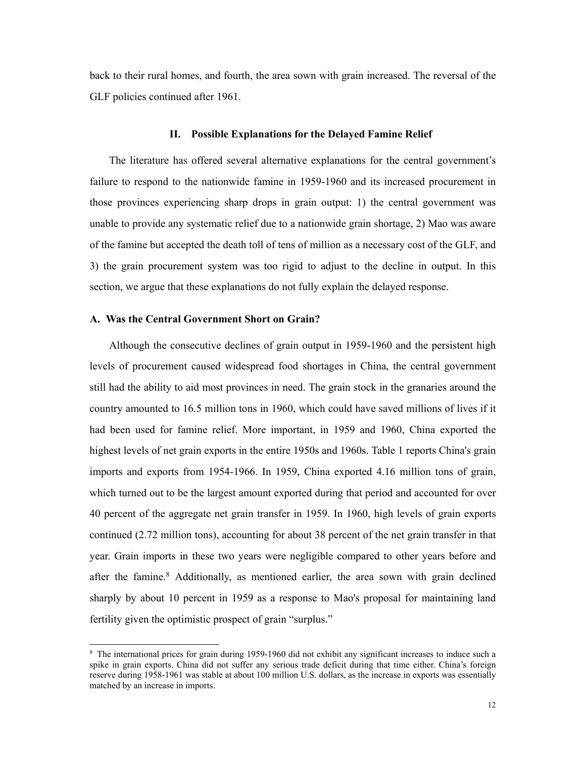back to their rural homes, and fourth, the area sown with grain increased. The reversal of the GLF policies continued after 1961.

## II. Possible Explanations for the Delayed Famine Relief

The literature has offered several alternative explanations for the central government's failure to respond to the nationwide famine in 1959-1960 and its increased procurement in those provinces experiencing sharp drops in grain output: 1) the central government was unable to provide any systematic relief due to a nationwide grain shortage, 2) Mao was aware of the famine but accepted the death toll of tens of million as a necessary cost of the GLF, and 3) the grain procurement system was too rigid to adjust to the decline in output. In this section, we argue that these explanations do not fully explain the delayed response.

### A. Was the Central Government Short on Grain?

Although the consecutive declines of grain output in 1959-1960 and the persistent high levels of procurement caused widespread food shortages in China, the central government still had the ability to aid most provinces in need. The grain stock in the granaries around the country amounted to 16.5 million tons in 1960, which could have saved millions of lives if it had been used for famine relief. More important, in 1959 and 1960, China exported the highest levels of net grain exports in the entire 1950s and 1960s. Table 1 reports China's grain imports and exports from 1954-1966. In 1959, China exported 4.16 million tons of grain, which turned out to be the largest amount exported during that period and accounted for over 40 percent of the aggregate net grain transfer in 1959. In 1960, high levels of grain exports continued (2.72 million tons), accounting for about 38 percent of the net grain transfer in that year. Grain imports in these two years were negligible compared to other years before and after the famine.[8] Additionally, as mentioned earlier, the area sown with grain declined sharply by about 10 percent in 1959 as a response to Mao's proposal for maintaining land fertility given the optimistic prospect of grain "surplus."

[8] The international prices for grain during 1959-1960 did not exhibit any significant increases to induce such a spike in grain exports. China did not suffer any serious trade deficit during that time either. China's foreign reserve during 1958-1961 was stable at about 100 million U.S. dollars, as the increase in exports was essentially matched by an increase in imports.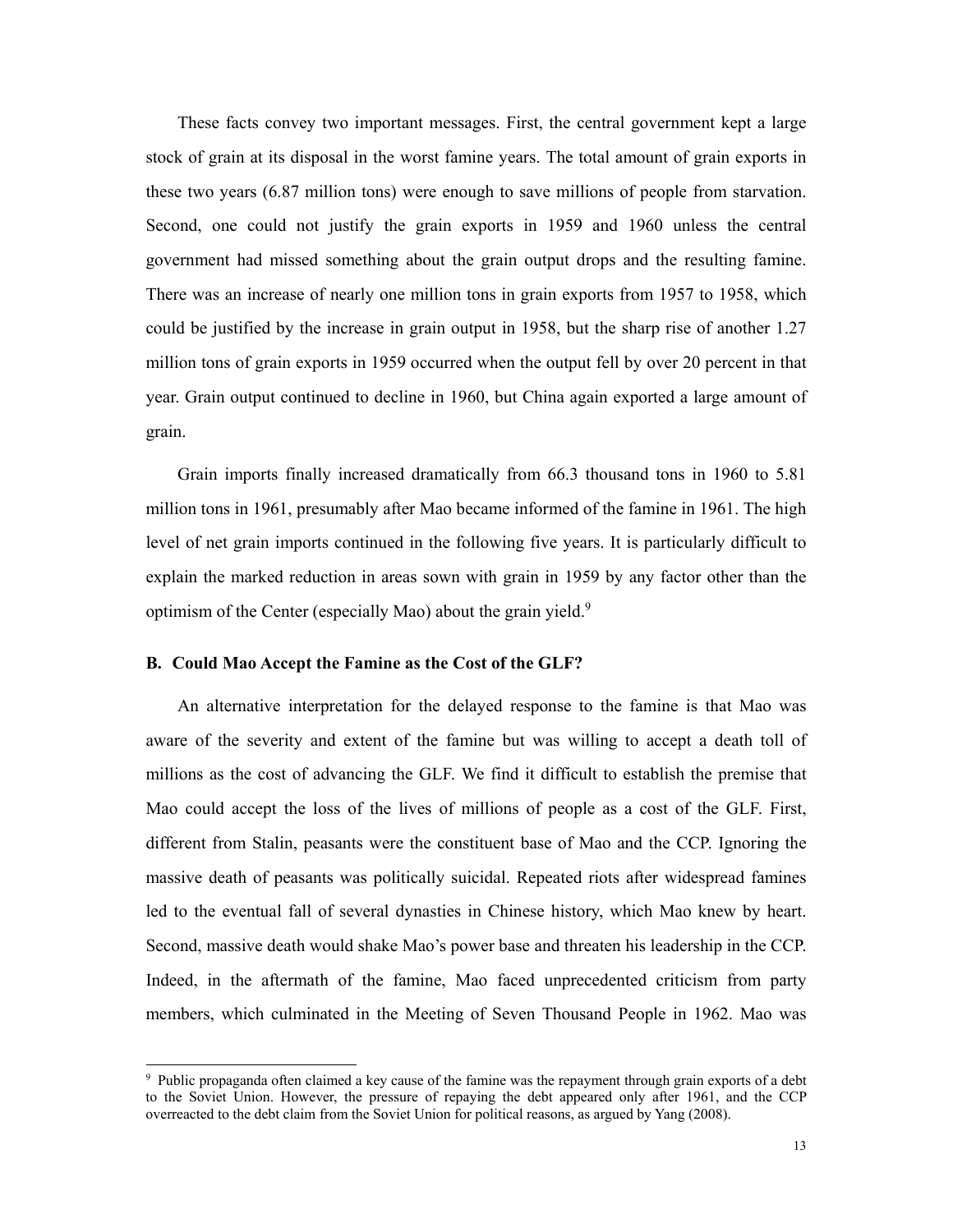These facts convey two important messages. First, the central government kept a large stock of grain at its disposal in the worst famine years. The total amount of grain exports in these two years (6.87 million tons) were enough to save millions of people from starvation. Second, one could not justify the grain exports in 1959 and 1960 unless the central government had missed something about the grain output drops and the resulting famine. There was an increase of nearly one million tons in grain exports from 1957 to 1958, which could be justified by the increase in grain output in 1958, but the sharp rise of another 1.27 million tons of grain exports in 1959 occurred when the output fell by over 20 percent in that year. Grain output continued to decline in 1960, but China again exported a large amount of grain.

Grain imports finally increased dramatically from 66.3 thousand tons in 1960 to 5.81 million tons in 1961, presumably after Mao became informed of the famine in 1961. The high level of net grain imports continued in the following five years. It is particularly difficult to explain the marked reduction in areas sown with grain in 1959 by any factor other than the optimism of the Center (especially Mao) about the grain yield.[9]

### B. Could Mao Accept the Famine as the Cost of the GLF?

An alternative interpretation for the delayed response to the famine is that Mao was aware of the severity and extent of the famine but was willing to accept a death toll of millions as the cost of advancing the GLF. We find it difficult to establish the premise that Mao could accept the loss of the lives of millions of people as a cost of the GLF. First, different from Stalin, peasants were the constituent base of Mao and the CCP. Ignoring the massive death of peasants was politically suicidal. Repeated riots after widespread famines led to the eventual fall of several dynasties in Chinese history, which Mao knew by heart. Second, massive death would shake Mao's power base and threaten his leadership in the CCP. Indeed, in the aftermath of the famine, Mao faced unprecedented criticism from party members, which culminated in the Meeting of Seven Thousand People in 1962. Mao was

[9] Public propaganda often claimed a key cause of the famine was the repayment through grain exports of a debt to the Soviet Union. However, the pressure of repaying the debt appeared only after 1961, and the CCP overreacted to the debt claim from the Soviet Union for political reasons, as argued by Yang (2008).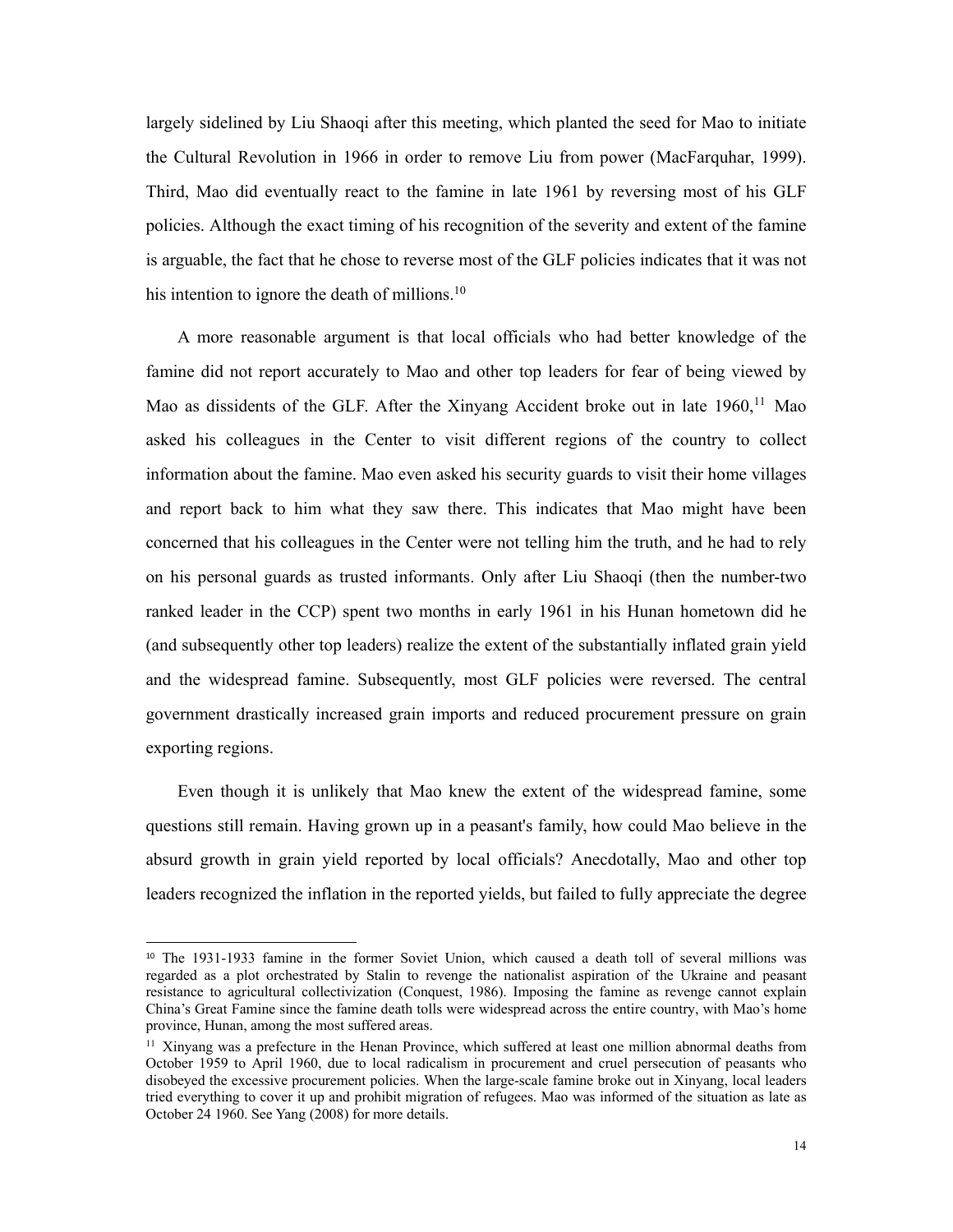largely sidelined by Liu Shaoqi after this meeting, which planted the seed for Mao to initiate the Cultural Revolution in 1966 in order to remove Liu from power (MacFarquhar, 1999). Third, Mao did eventually react to the famine in late 1961 by reversing most of his GLF policies. Although the exact timing of his recognition of the severity and extent of the famine is arguable, the fact that he chose to reverse most of the GLF policies indicates that it was not his intention to ignore the death of millions.[10]

A more reasonable argument is that local officials who had better knowledge of the famine did not report accurately to Mao and other top leaders for fear of being viewed by Mao as dissidents of the GLF. After the Xinyang Accident broke out in late 1960,[11] Mao asked his colleagues in the Center to visit different regions of the country to collect information about the famine. Mao even asked his security guards to visit their home villages and report back to him what they saw there. This indicates that Mao might have been concerned that his colleagues in the Center were not telling him the truth, and he had to rely on his personal guards as trusted informants. Only after Liu Shaoqi (then the number-two ranked leader in the CCP) spent two months in early 1961 in his Hunan hometown did he (and subsequently other top leaders) realize the extent of the substantially inflated grain yield and the widespread famine. Subsequently, most GLF policies were reversed. The central government drastically increased grain imports and reduced procurement pressure on grain exporting regions.

Even though it is unlikely that Mao knew the extent of the widespread famine, some questions still remain. Having grown up in a peasant's family, how could Mao believe in the absurd growth in grain yield reported by local officials? Anecdotally, Mao and other top leaders recognized the inflation in the reported yields, but failed to fully appreciate the degree

---

[10] The 1931-1933 famine in the former Soviet Union, which caused a death toll of several millions was regarded as a plot orchestrated by Stalin to revenge the nationalist aspiration of the Ukraine and peasant resistance to agricultural collectivization (Conquest, 1986). Imposing the famine as revenge cannot explain China's Great Famine since the famine death tolls were widespread across the entire country, with Mao's home province, Hunan, among the most suffered areas.

[11] Xinyang was a prefecture in the Henan Province, which suffered at least one million abnormal deaths from October 1959 to April 1960, due to local radicalism in procurement and cruel persecution of peasants who disobeyed the excessive procurement policies. When the large-scale famine broke out in Xinyang, local leaders tried everything to cover it up and prohibit migration of refugees. Mao was informed of the situation as late as October 24 1960. See Yang (2008) for more details.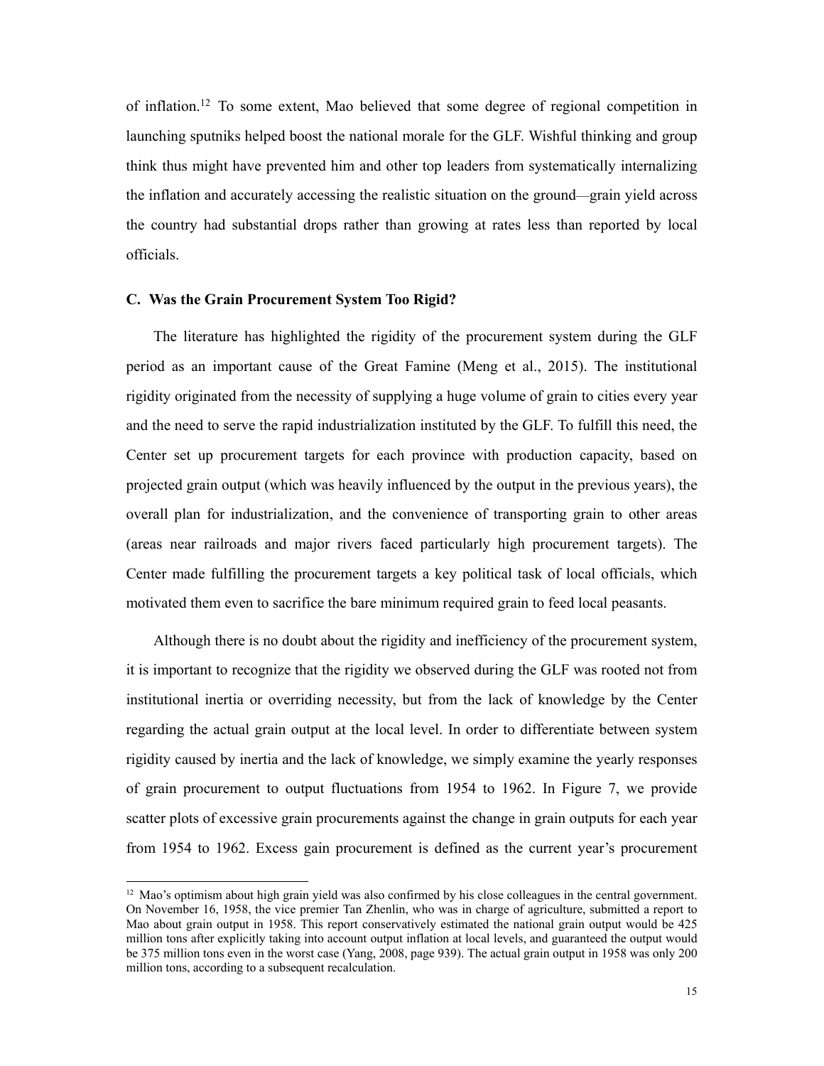of inflation.[12] To some extent, Mao believed that some degree of regional competition in launching sputniks helped boost the national morale for the GLF. Wishful thinking and group think thus might have prevented him and other top leaders from systematically internalizing the inflation and accurately accessing the realistic situation on the ground—grain yield across the country had substantial drops rather than growing at rates less than reported by local officials.

### C. Was the Grain Procurement System Too Rigid?

The literature has highlighted the rigidity of the procurement system during the GLF period as an important cause of the Great Famine (Meng et al., 2015). The institutional rigidity originated from the necessity of supplying a huge volume of grain to cities every year and the need to serve the rapid industrialization instituted by the GLF. To fulfill this need, the Center set up procurement targets for each province with production capacity, based on projected grain output (which was heavily influenced by the output in the previous years), the overall plan for industrialization, and the convenience of transporting grain to other areas (areas near railroads and major rivers faced particularly high procurement targets). The Center made fulfilling the procurement targets a key political task of local officials, which motivated them even to sacrifice the bare minimum required grain to feed local peasants.

Although there is no doubt about the rigidity and inefficiency of the procurement system, it is important to recognize that the rigidity we observed during the GLF was rooted not from institutional inertia or overriding necessity, but from the lack of knowledge by the Center regarding the actual grain output at the local level. In order to differentiate between system rigidity caused by inertia and the lack of knowledge, we simply examine the yearly responses of grain procurement to output fluctuations from 1954 to 1962. In Figure 7, we provide scatter plots of excessive grain procurements against the change in grain outputs for each year from 1954 to 1962. Excess gain procurement is defined as the current year's procurement

---

[12] Mao's optimism about high grain yield was also confirmed by his close colleagues in the central government. On November 16, 1958, the vice premier Tan Zhenlin, who was in charge of agriculture, submitted a report to Mao about grain output in 1958. This report conservatively estimated the national grain output would be 425 million tons after explicitly taking into account output inflation at local levels, and guaranteed the output would be 375 million tons even in the worst case (Yang, 2008, page 939). The actual grain output in 1958 was only 200 million tons, according to a subsequent recalculation.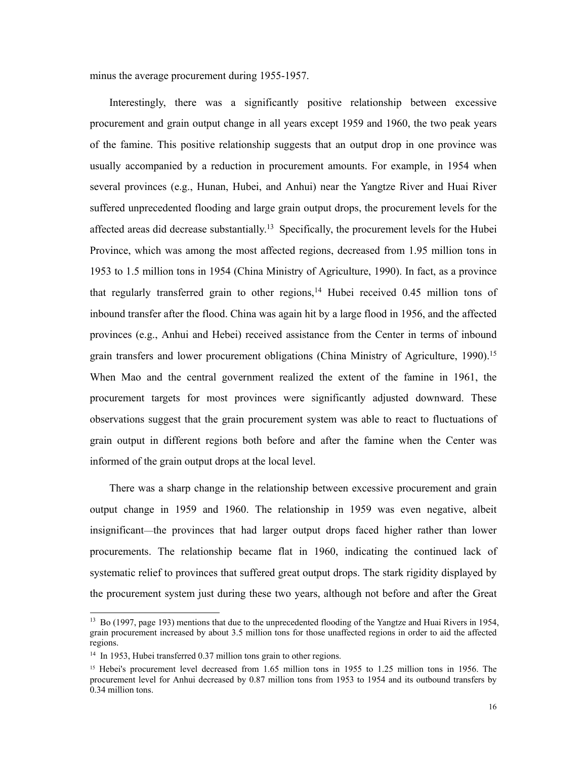minus the average procurement during 1955-1957.

Interestingly, there was a significantly positive relationship between excessive procurement and grain output change in all years except 1959 and 1960, the two peak years of the famine. This positive relationship suggests that an output drop in one province was usually accompanied by a reduction in procurement amounts. For example, in 1954 when several provinces (e.g., Hunan, Hubei, and Anhui) near the Yangtze River and Huai River suffered unprecedented flooding and large grain output drops, the procurement levels for the affected areas did decrease substantially.[13] Specifically, the procurement levels for the Hubei Province, which was among the most affected regions, decreased from 1.95 million tons in 1953 to 1.5 million tons in 1954 (China Ministry of Agriculture, 1990). In fact, as a province that regularly transferred grain to other regions,[14] Hubei received 0.45 million tons of inbound transfer after the flood. China was again hit by a large flood in 1956, and the affected provinces (e.g., Anhui and Hebei) received assistance from the Center in terms of inbound grain transfers and lower procurement obligations (China Ministry of Agriculture, 1990).[15] When Mao and the central government realized the extent of the famine in 1961, the procurement targets for most provinces were significantly adjusted downward. These observations suggest that the grain procurement system was able to react to fluctuations of grain output in different regions both before and after the famine when the Center was informed of the grain output drops at the local level.

There was a sharp change in the relationship between excessive procurement and grain output change in 1959 and 1960. The relationship in 1959 was even negative, albeit insignificant—the provinces that had larger output drops faced higher rather than lower procurements. The relationship became flat in 1960, indicating the continued lack of systematic relief to provinces that suffered great output drops. The stark rigidity displayed by the procurement system just during these two years, although not before and after the Great

---

[13] Bo (1997, page 193) mentions that due to the unprecedented flooding of the Yangtze and Huai Rivers in 1954, grain procurement increased by about 3.5 million tons for those unaffected regions in order to aid the affected regions.

[14] In 1953, Hubei transferred 0.37 million tons grain to other regions.

[15] Hebei's procurement level decreased from 1.65 million tons in 1955 to 1.25 million tons in 1956. The procurement level for Anhui decreased by 0.87 million tons from 1953 to 1954 and its outbound transfers by 0.34 million tons.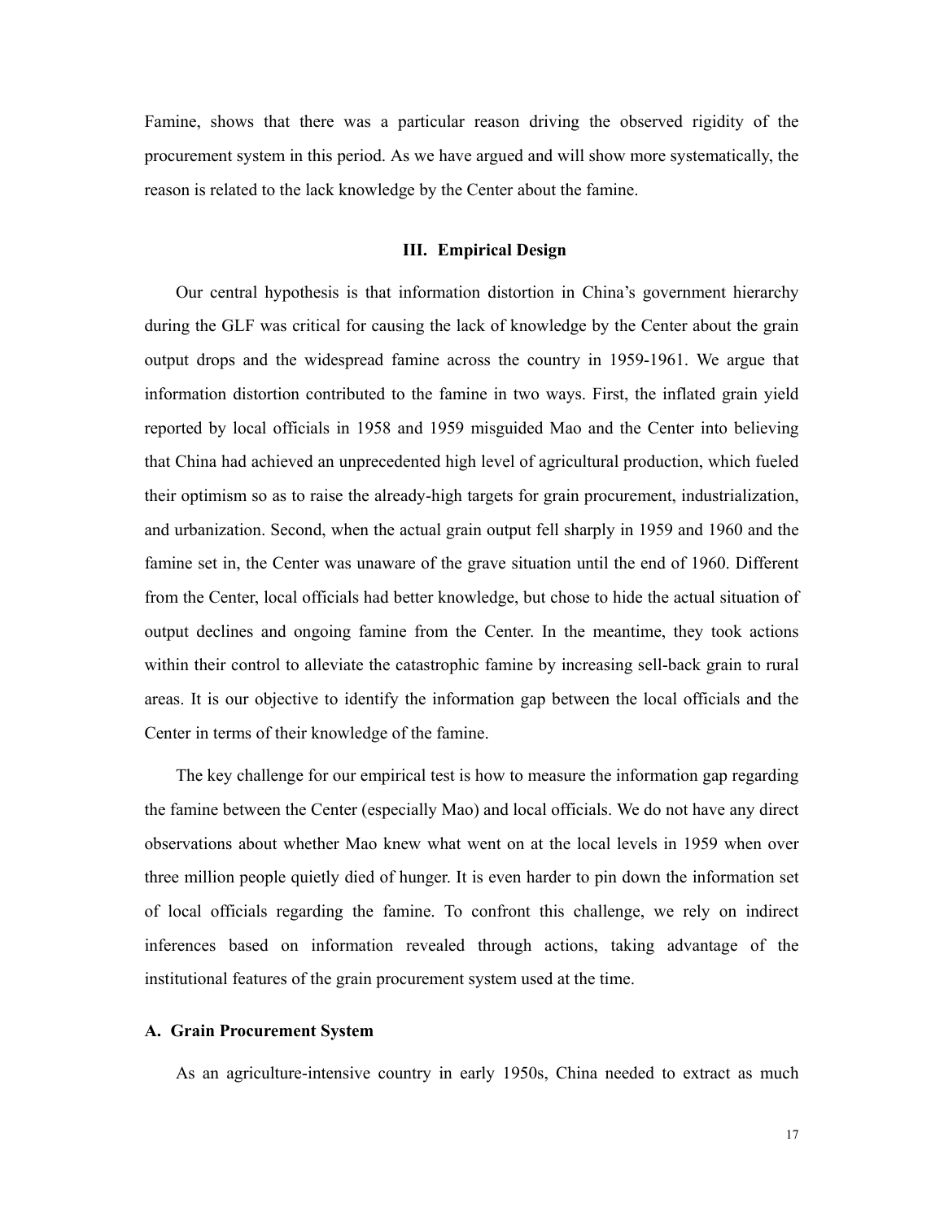Famine, shows that there was a particular reason driving the observed rigidity of the procurement system in this period. As we have argued and will show more systematically, the reason is related to the lack knowledge by the Center about the famine.

## III. Empirical Design

Our central hypothesis is that information distortion in China's government hierarchy during the GLF was critical for causing the lack of knowledge by the Center about the grain output drops and the widespread famine across the country in 1959-1961. We argue that information distortion contributed to the famine in two ways. First, the inflated grain yield reported by local officials in 1958 and 1959 misguided Mao and the Center into believing that China had achieved an unprecedented high level of agricultural production, which fueled their optimism so as to raise the already-high targets for grain procurement, industrialization, and urbanization. Second, when the actual grain output fell sharply in 1959 and 1960 and the famine set in, the Center was unaware of the grave situation until the end of 1960. Different from the Center, local officials had better knowledge, but chose to hide the actual situation of output declines and ongoing famine from the Center. In the meantime, they took actions within their control to alleviate the catastrophic famine by increasing sell-back grain to rural areas. It is our objective to identify the information gap between the local officials and the Center in terms of their knowledge of the famine.

The key challenge for our empirical test is how to measure the information gap regarding the famine between the Center (especially Mao) and local officials. We do not have any direct observations about whether Mao knew what went on at the local levels in 1959 when over three million people quietly died of hunger. It is even harder to pin down the information set of local officials regarding the famine. To confront this challenge, we rely on indirect inferences based on information revealed through actions, taking advantage of the institutional features of the grain procurement system used at the time.

### A. Grain Procurement System

As an agriculture-intensive country in early 1950s, China needed to extract as much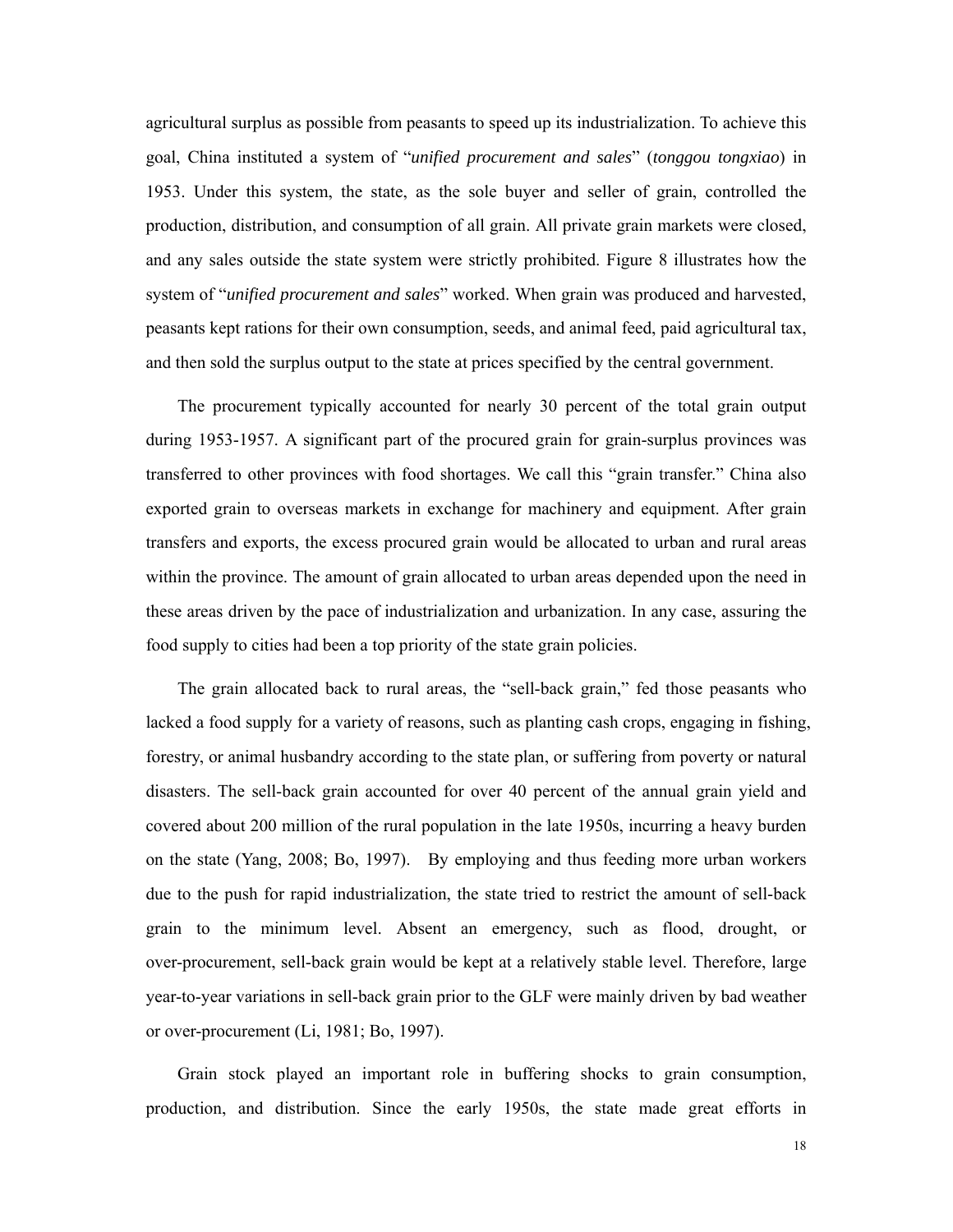agricultural surplus as possible from peasants to speed up its industrialization. To achieve this goal, China instituted a system of "*unified procurement and sales*" (*tonggou tongxiao*) in 1953. Under this system, the state, as the sole buyer and seller of grain, controlled the production, distribution, and consumption of all grain. All private grain markets were closed, and any sales outside the state system were strictly prohibited. Figure 8 illustrates how the system of "*unified procurement and sales*" worked. When grain was produced and harvested, peasants kept rations for their own consumption, seeds, and animal feed, paid agricultural tax, and then sold the surplus output to the state at prices specified by the central government.

The procurement typically accounted for nearly 30 percent of the total grain output during 1953-1957. A significant part of the procured grain for grain-surplus provinces was transferred to other provinces with food shortages. We call this "grain transfer." China also exported grain to overseas markets in exchange for machinery and equipment. After grain transfers and exports, the excess procured grain would be allocated to urban and rural areas within the province. The amount of grain allocated to urban areas depended upon the need in these areas driven by the pace of industrialization and urbanization. In any case, assuring the food supply to cities had been a top priority of the state grain policies.

The grain allocated back to rural areas, the "sell-back grain," fed those peasants who lacked a food supply for a variety of reasons, such as planting cash crops, engaging in fishing, forestry, or animal husbandry according to the state plan, or suffering from poverty or natural disasters. The sell-back grain accounted for over 40 percent of the annual grain yield and covered about 200 million of the rural population in the late 1950s, incurring a heavy burden on the state (Yang, 2008; Bo, 1997). By employing and thus feeding more urban workers due to the push for rapid industrialization, the state tried to restrict the amount of sell-back grain to the minimum level. Absent an emergency, such as flood, drought, or over-procurement, sell-back grain would be kept at a relatively stable level. Therefore, large year-to-year variations in sell-back grain prior to the GLF were mainly driven by bad weather or over-procurement (Li, 1981; Bo, 1997).

Grain stock played an important role in buffering shocks to grain consumption, production, and distribution. Since the early 1950s, the state made great efforts in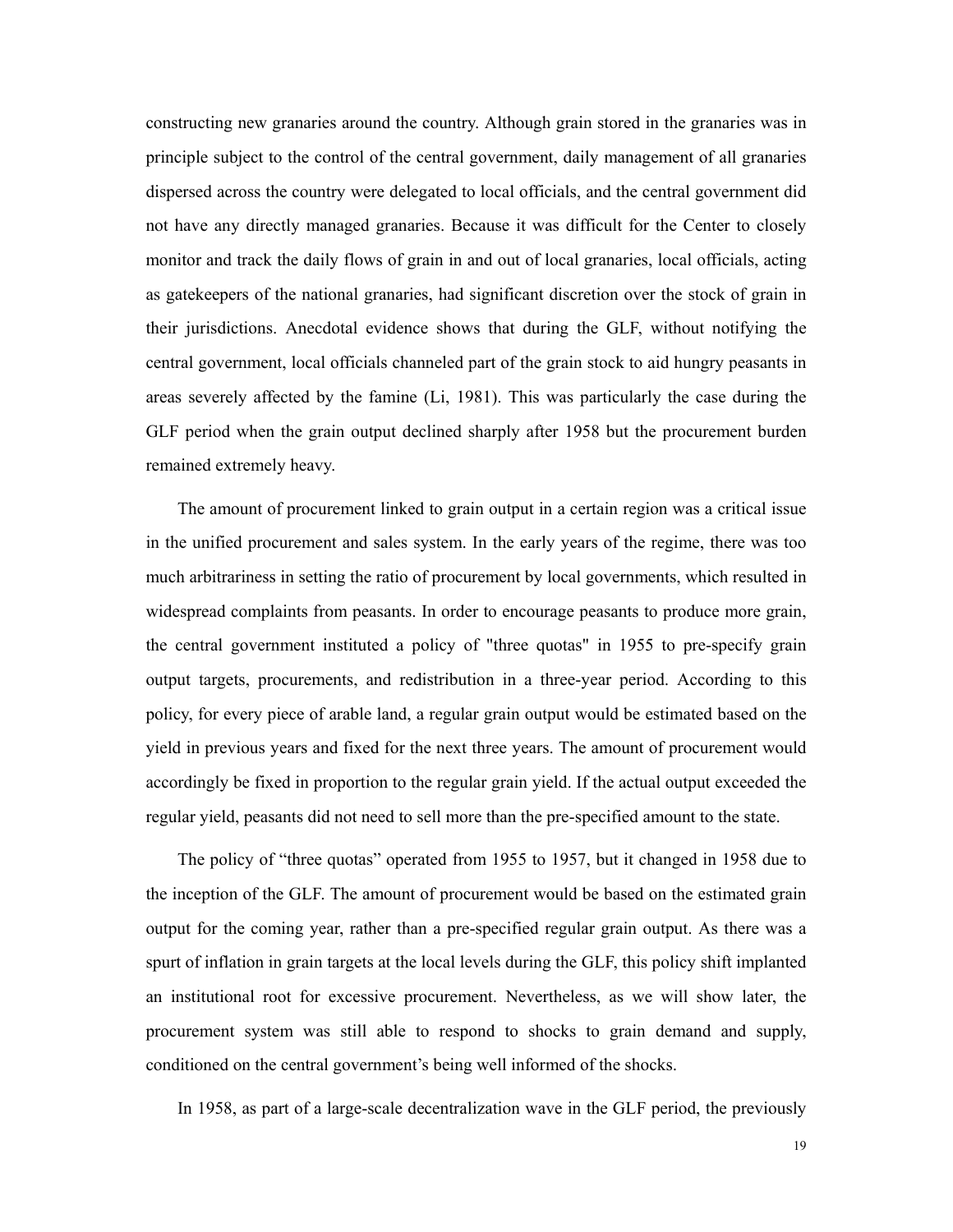constructing new granaries around the country. Although grain stored in the granaries was in principle subject to the control of the central government, daily management of all granaries dispersed across the country were delegated to local officials, and the central government did not have any directly managed granaries. Because it was difficult for the Center to closely monitor and track the daily flows of grain in and out of local granaries, local officials, acting as gatekeepers of the national granaries, had significant discretion over the stock of grain in their jurisdictions. Anecdotal evidence shows that during the GLF, without notifying the central government, local officials channeled part of the grain stock to aid hungry peasants in areas severely affected by the famine (Li, 1981). This was particularly the case during the GLF period when the grain output declined sharply after 1958 but the procurement burden remained extremely heavy.

The amount of procurement linked to grain output in a certain region was a critical issue in the unified procurement and sales system. In the early years of the regime, there was too much arbitrariness in setting the ratio of procurement by local governments, which resulted in widespread complaints from peasants. In order to encourage peasants to produce more grain, the central government instituted a policy of "three quotas" in 1955 to pre-specify grain output targets, procurements, and redistribution in a three-year period. According to this policy, for every piece of arable land, a regular grain output would be estimated based on the yield in previous years and fixed for the next three years. The amount of procurement would accordingly be fixed in proportion to the regular grain yield. If the actual output exceeded the regular yield, peasants did not need to sell more than the pre-specified amount to the state.

The policy of "three quotas" operated from 1955 to 1957, but it changed in 1958 due to the inception of the GLF. The amount of procurement would be based on the estimated grain output for the coming year, rather than a pre-specified regular grain output. As there was a spurt of inflation in grain targets at the local levels during the GLF, this policy shift implanted an institutional root for excessive procurement. Nevertheless, as we will show later, the procurement system was still able to respond to shocks to grain demand and supply, conditioned on the central government's being well informed of the shocks.

In 1958, as part of a large-scale decentralization wave in the GLF period, the previously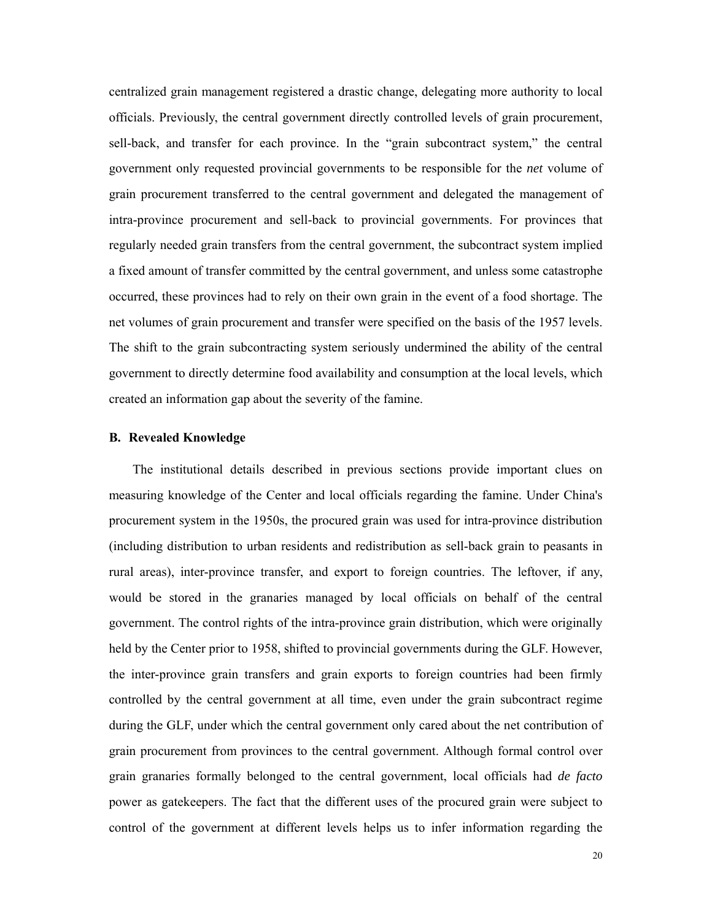centralized grain management registered a drastic change, delegating more authority to local officials. Previously, the central government directly controlled levels of grain procurement, sell-back, and transfer for each province. In the "grain subcontract system," the central government only requested provincial governments to be responsible for the *net* volume of grain procurement transferred to the central government and delegated the management of intra-province procurement and sell-back to provincial governments. For provinces that regularly needed grain transfers from the central government, the subcontract system implied a fixed amount of transfer committed by the central government, and unless some catastrophe occurred, these provinces had to rely on their own grain in the event of a food shortage. The net volumes of grain procurement and transfer were specified on the basis of the 1957 levels. The shift to the grain subcontracting system seriously undermined the ability of the central government to directly determine food availability and consumption at the local levels, which created an information gap about the severity of the famine.

### B. Revealed Knowledge

The institutional details described in previous sections provide important clues on measuring knowledge of the Center and local officials regarding the famine. Under China's procurement system in the 1950s, the procured grain was used for intra-province distribution (including distribution to urban residents and redistribution as sell-back grain to peasants in rural areas), inter-province transfer, and export to foreign countries. The leftover, if any, would be stored in the granaries managed by local officials on behalf of the central government. The control rights of the intra-province grain distribution, which were originally held by the Center prior to 1958, shifted to provincial governments during the GLF. However, the inter-province grain transfers and grain exports to foreign countries had been firmly controlled by the central government at all time, even under the grain subcontract regime during the GLF, under which the central government only cared about the net contribution of grain procurement from provinces to the central government. Although formal control over grain granaries formally belonged to the central government, local officials had *de facto* power as gatekeepers. The fact that the different uses of the procured grain were subject to control of the government at different levels helps us to infer information regarding the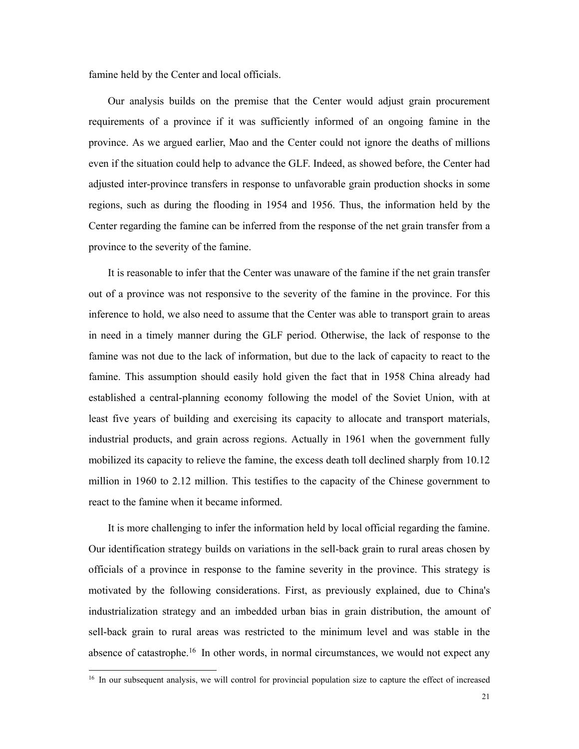famine held by the Center and local officials.

Our analysis builds on the premise that the Center would adjust grain procurement requirements of a province if it was sufficiently informed of an ongoing famine in the province. As we argued earlier, Mao and the Center could not ignore the deaths of millions even if the situation could help to advance the GLF. Indeed, as showed before, the Center had adjusted inter-province transfers in response to unfavorable grain production shocks in some regions, such as during the flooding in 1954 and 1956. Thus, the information held by the Center regarding the famine can be inferred from the response of the net grain transfer from a province to the severity of the famine.

It is reasonable to infer that the Center was unaware of the famine if the net grain transfer out of a province was not responsive to the severity of the famine in the province. For this inference to hold, we also need to assume that the Center was able to transport grain to areas in need in a timely manner during the GLF period. Otherwise, the lack of response to the famine was not due to the lack of information, but due to the lack of capacity to react to the famine. This assumption should easily hold given the fact that in 1958 China already had established a central-planning economy following the model of the Soviet Union, with at least five years of building and exercising its capacity to allocate and transport materials, industrial products, and grain across regions. Actually in 1961 when the government fully mobilized its capacity to relieve the famine, the excess death toll declined sharply from 10.12 million in 1960 to 2.12 million. This testifies to the capacity of the Chinese government to react to the famine when it became informed.

It is more challenging to infer the information held by local official regarding the famine. Our identification strategy builds on variations in the sell-back grain to rural areas chosen by officials of a province in response to the famine severity in the province. This strategy is motivated by the following considerations. First, as previously explained, due to China's industrialization strategy and an imbedded urban bias in grain distribution, the amount of sell-back grain to rural areas was restricted to the minimum level and was stable in the absence of catastrophe.[16] In other words, in normal circumstances, we would not expect any

[16] In our subsequent analysis, we will control for provincial population size to capture the effect of increased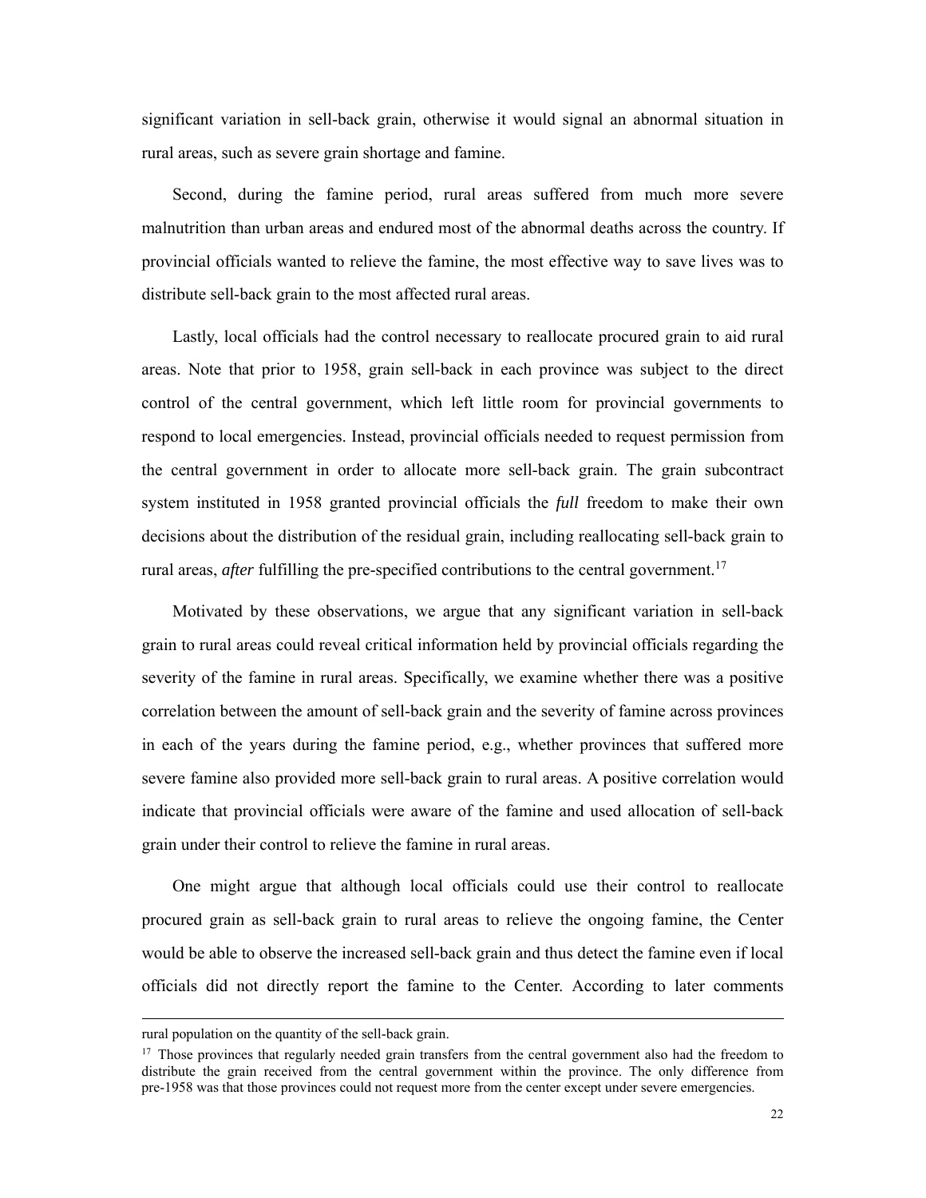significant variation in sell-back grain, otherwise it would signal an abnormal situation in rural areas, such as severe grain shortage and famine.

Second, during the famine period, rural areas suffered from much more severe malnutrition than urban areas and endured most of the abnormal deaths across the country. If provincial officials wanted to relieve the famine, the most effective way to save lives was to distribute sell-back grain to the most affected rural areas.

Lastly, local officials had the control necessary to reallocate procured grain to aid rural areas. Note that prior to 1958, grain sell-back in each province was subject to the direct control of the central government, which left little room for provincial governments to respond to local emergencies. Instead, provincial officials needed to request permission from the central government in order to allocate more sell-back grain. The grain subcontract system instituted in 1958 granted provincial officials the *full* freedom to make their own decisions about the distribution of the residual grain, including reallocating sell-back grain to rural areas, *after* fulfilling the pre-specified contributions to the central government.[17]

Motivated by these observations, we argue that any significant variation in sell-back grain to rural areas could reveal critical information held by provincial officials regarding the severity of the famine in rural areas. Specifically, we examine whether there was a positive correlation between the amount of sell-back grain and the severity of famine across provinces in each of the years during the famine period, e.g., whether provinces that suffered more severe famine also provided more sell-back grain to rural areas. A positive correlation would indicate that provincial officials were aware of the famine and used allocation of sell-back grain under their control to relieve the famine in rural areas.

One might argue that although local officials could use their control to reallocate procured grain as sell-back grain to rural areas to relieve the ongoing famine, the Center would be able to observe the increased sell-back grain and thus detect the famine even if local officials did not directly report the famine to the Center. According to later comments

---

rural population on the quantity of the sell-back grain.

[17] Those provinces that regularly needed grain transfers from the central government also had the freedom to distribute the grain received from the central government within the province. The only difference from pre-1958 was that those provinces could not request more from the center except under severe emergencies.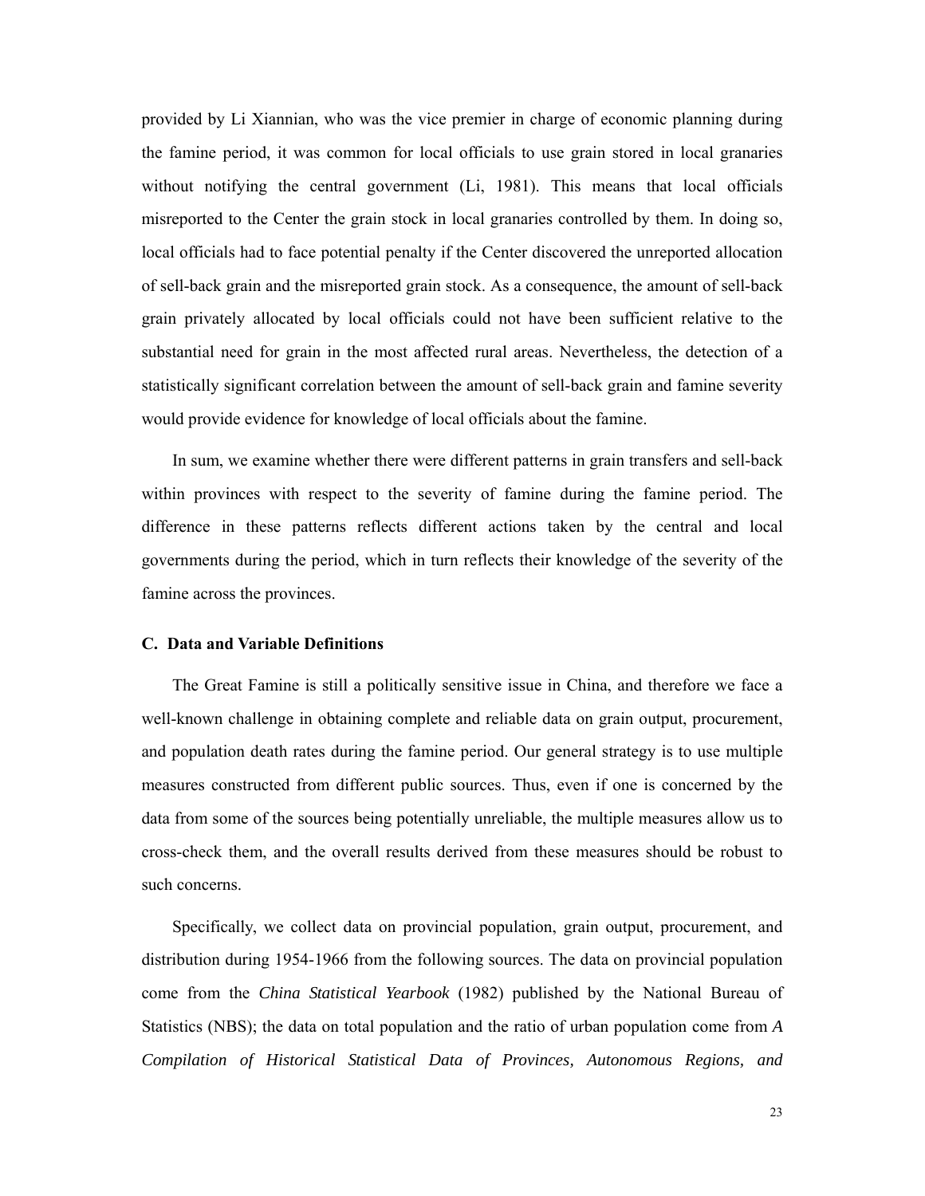provided by Li Xiannian, who was the vice premier in charge of economic planning during the famine period, it was common for local officials to use grain stored in local granaries without notifying the central government (Li, 1981). This means that local officials misreported to the Center the grain stock in local granaries controlled by them. In doing so, local officials had to face potential penalty if the Center discovered the unreported allocation of sell-back grain and the misreported grain stock. As a consequence, the amount of sell-back grain privately allocated by local officials could not have been sufficient relative to the substantial need for grain in the most affected rural areas. Nevertheless, the detection of a statistically significant correlation between the amount of sell-back grain and famine severity would provide evidence for knowledge of local officials about the famine.

In sum, we examine whether there were different patterns in grain transfers and sell-back within provinces with respect to the severity of famine during the famine period. The difference in these patterns reflects different actions taken by the central and local governments during the period, which in turn reflects their knowledge of the severity of the famine across the provinces.

### C. Data and Variable Definitions

The Great Famine is still a politically sensitive issue in China, and therefore we face a well-known challenge in obtaining complete and reliable data on grain output, procurement, and population death rates during the famine period. Our general strategy is to use multiple measures constructed from different public sources. Thus, even if one is concerned by the data from some of the sources being potentially unreliable, the multiple measures allow us to cross-check them, and the overall results derived from these measures should be robust to such concerns.

Specifically, we collect data on provincial population, grain output, procurement, and distribution during 1954-1966 from the following sources. The data on provincial population come from the *China Statistical Yearbook* (1982) published by the National Bureau of Statistics (NBS); the data on total population and the ratio of urban population come from *A Compilation of Historical Statistical Data of Provinces, Autonomous Regions, and*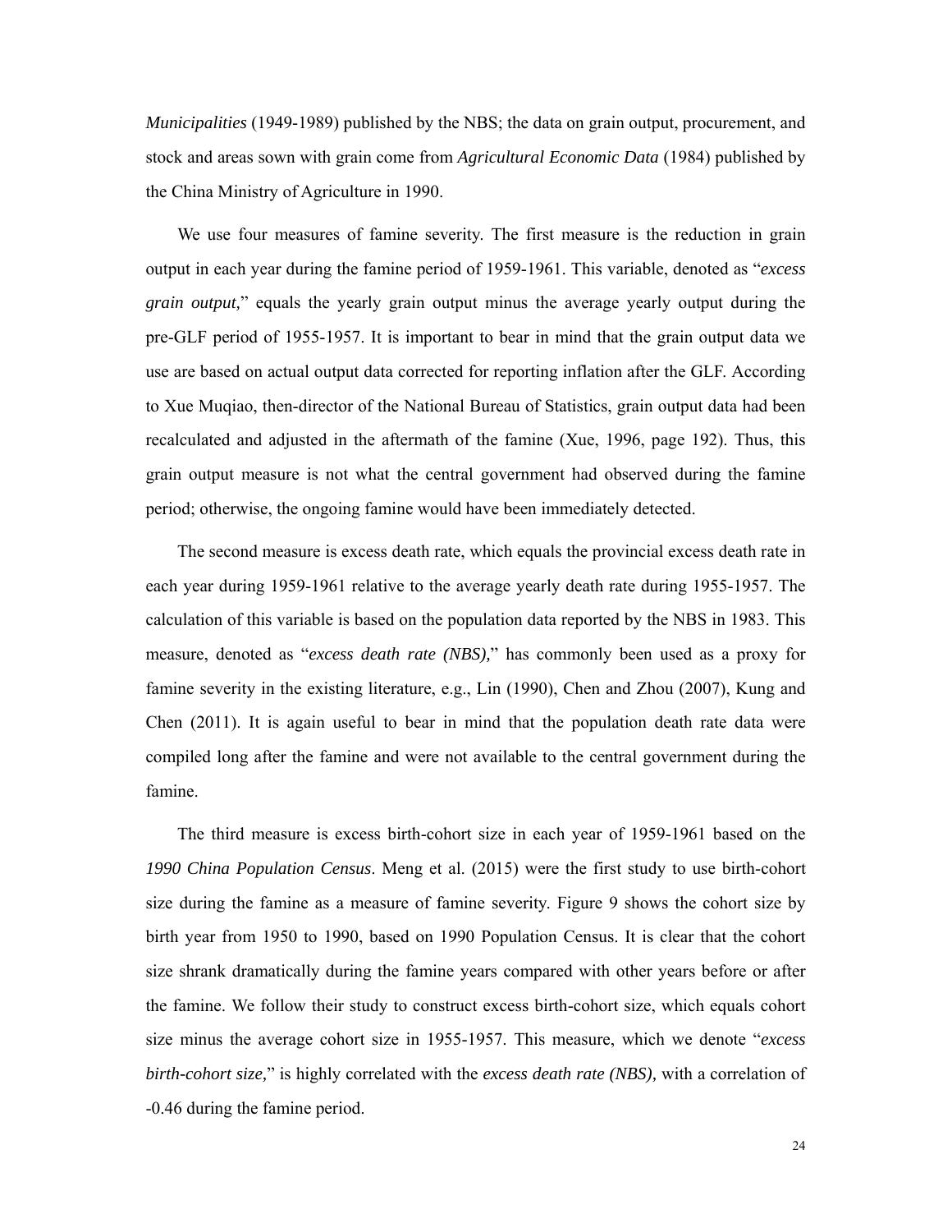*Municipalities* (1949-1989) published by the NBS; the data on grain output, procurement, and stock and areas sown with grain come from *Agricultural Economic Data* (1984) published by the China Ministry of Agriculture in 1990.

We use four measures of famine severity. The first measure is the reduction in grain output in each year during the famine period of 1959-1961. This variable, denoted as "*excess grain output,*" equals the yearly grain output minus the average yearly output during the pre-GLF period of 1955-1957. It is important to bear in mind that the grain output data we use are based on actual output data corrected for reporting inflation after the GLF. According to Xue Muqiao, then-director of the National Bureau of Statistics, grain output data had been recalculated and adjusted in the aftermath of the famine (Xue, 1996, page 192). Thus, this grain output measure is not what the central government had observed during the famine period; otherwise, the ongoing famine would have been immediately detected.

The second measure is excess death rate, which equals the provincial excess death rate in each year during 1959-1961 relative to the average yearly death rate during 1955-1957. The calculation of this variable is based on the population data reported by the NBS in 1983. This measure, denoted as "*excess death rate (NBS),*" has commonly been used as a proxy for famine severity in the existing literature, e.g., Lin (1990), Chen and Zhou (2007), Kung and Chen (2011). It is again useful to bear in mind that the population death rate data were compiled long after the famine and were not available to the central government during the famine.

The third measure is excess birth-cohort size in each year of 1959-1961 based on the *1990 China Population Census*. Meng et al. (2015) were the first study to use birth-cohort size during the famine as a measure of famine severity. Figure 9 shows the cohort size by birth year from 1950 to 1990, based on 1990 Population Census. It is clear that the cohort size shrank dramatically during the famine years compared with other years before or after the famine. We follow their study to construct excess birth-cohort size, which equals cohort size minus the average cohort size in 1955-1957. This measure, which we denote "*excess birth-cohort size,*" is highly correlated with the *excess death rate (NBS),* with a correlation of -0.46 during the famine period.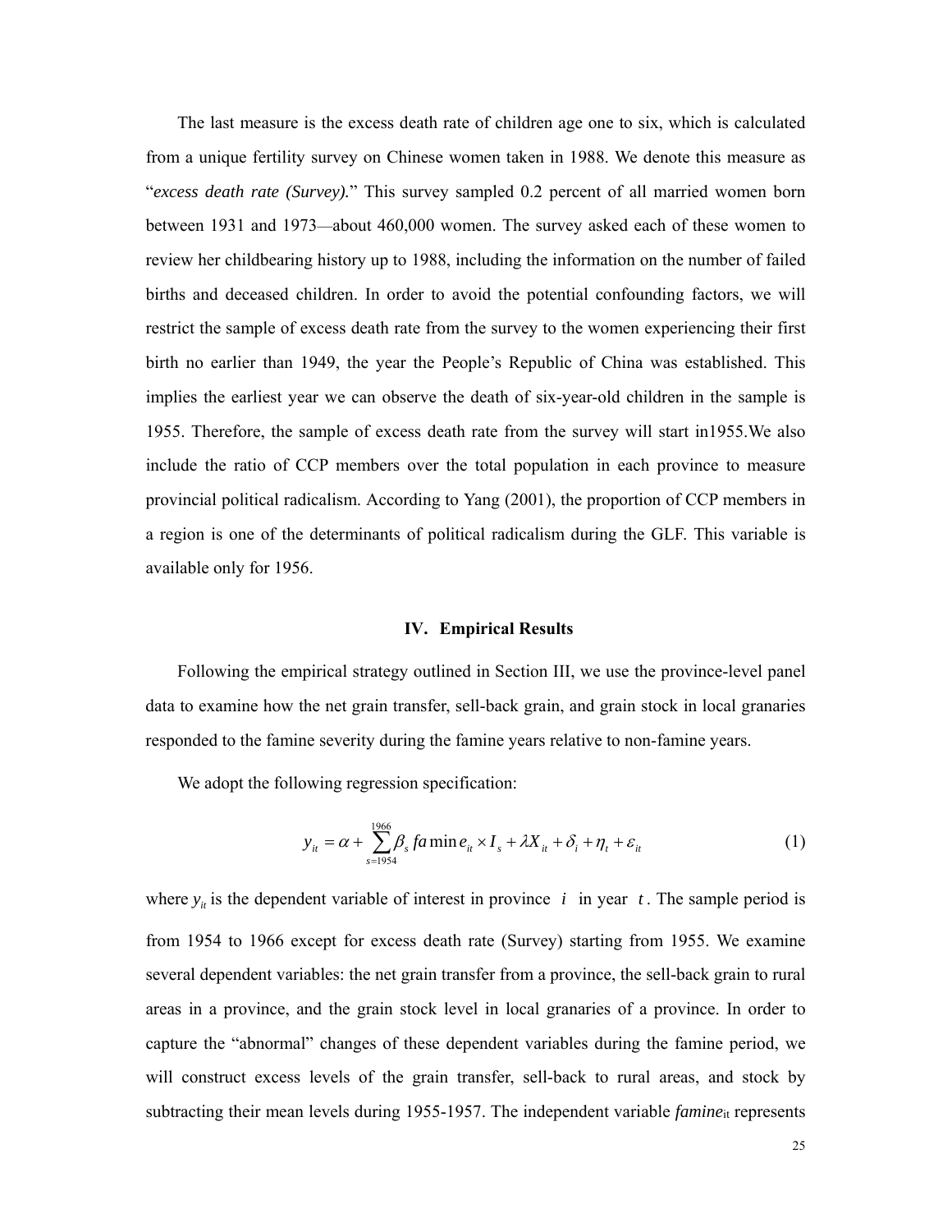The last measure is the excess death rate of children age one to six, which is calculated from a unique fertility survey on Chinese women taken in 1988. We denote this measure as "*excess death rate (Survey).*" This survey sampled 0.2 percent of all married women born between 1931 and 1973—about 460,000 women. The survey asked each of these women to review her childbearing history up to 1988, including the information on the number of failed births and deceased children. In order to avoid the potential confounding factors, we will restrict the sample of excess death rate from the survey to the women experiencing their first birth no earlier than 1949, the year the People's Republic of China was established. This implies the earliest year we can observe the death of six-year-old children in the sample is 1955. Therefore, the sample of excess death rate from the survey will start in1955.We also include the ratio of CCP members over the total population in each province to measure provincial political radicalism. According to Yang (2001), the proportion of CCP members in a region is one of the determinants of political radicalism during the GLF. This variable is available only for 1956.

## IV. Empirical Results

Following the empirical strategy outlined in Section III, we use the province-level panel data to examine how the net grain transfer, sell-back grain, and grain stock in local granaries responded to the famine severity during the famine years relative to non-famine years.

We adopt the following regression specification:

$$y_{it} = \alpha + \sum_{s=1954}^{1966} \beta_s \, famine_{it} \times I_s + \lambda X_{it} + \delta_i + \eta_t + \varepsilon_{it} \tag{1}$$

where $y_{it}$ is the dependent variable of interest in province $i$ in year $t$. The sample period is from 1954 to 1966 except for excess death rate (Survey) starting from 1955. We examine several dependent variables: the net grain transfer from a province, the sell-back grain to rural areas in a province, and the grain stock level in local granaries of a province. In order to capture the "abnormal" changes of these dependent variables during the famine period, we will construct excess levels of the grain transfer, sell-back to rural areas, and stock by subtracting their mean levels during 1955-1957. The independent variable $famine_{it}$ represents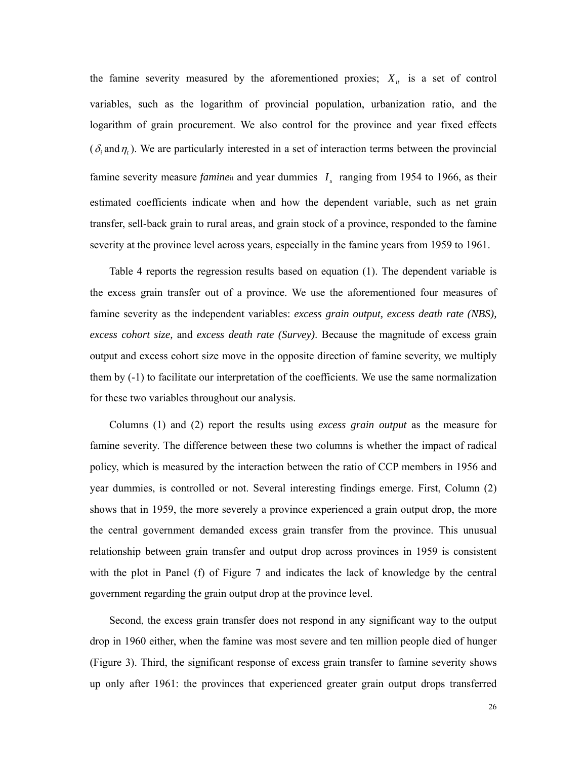the famine severity measured by the aforementioned proxies; $X_{it}$ is a set of control variables, such as the logarithm of provincial population, urbanization ratio, and the logarithm of grain procurement. We also control for the province and year fixed effects ($\delta_i$ and $\eta_t$). We are particularly interested in a set of interaction terms between the provincial famine severity measure $famine_{it}$ and year dummies $I_s$ ranging from 1954 to 1966, as their estimated coefficients indicate when and how the dependent variable, such as net grain transfer, sell-back grain to rural areas, and grain stock of a province, responded to the famine severity at the province level across years, especially in the famine years from 1959 to 1961.

Table 4 reports the regression results based on equation (1). The dependent variable is the excess grain transfer out of a province. We use the aforementioned four measures of famine severity as the independent variables: *excess grain output, excess death rate (NBS), excess cohort size,* and *excess death rate (Survey)*. Because the magnitude of excess grain output and excess cohort size move in the opposite direction of famine severity, we multiply them by (-1) to facilitate our interpretation of the coefficients. We use the same normalization for these two variables throughout our analysis.

Columns (1) and (2) report the results using *excess grain output* as the measure for famine severity. The difference between these two columns is whether the impact of radical policy, which is measured by the interaction between the ratio of CCP members in 1956 and year dummies, is controlled or not. Several interesting findings emerge. First, Column (2) shows that in 1959, the more severely a province experienced a grain output drop, the more the central government demanded excess grain transfer from the province. This unusual relationship between grain transfer and output drop across provinces in 1959 is consistent with the plot in Panel (f) of Figure 7 and indicates the lack of knowledge by the central government regarding the grain output drop at the province level.

Second, the excess grain transfer does not respond in any significant way to the output drop in 1960 either, when the famine was most severe and ten million people died of hunger (Figure 3). Third, the significant response of excess grain transfer to famine severity shows up only after 1961: the provinces that experienced greater grain output drops transferred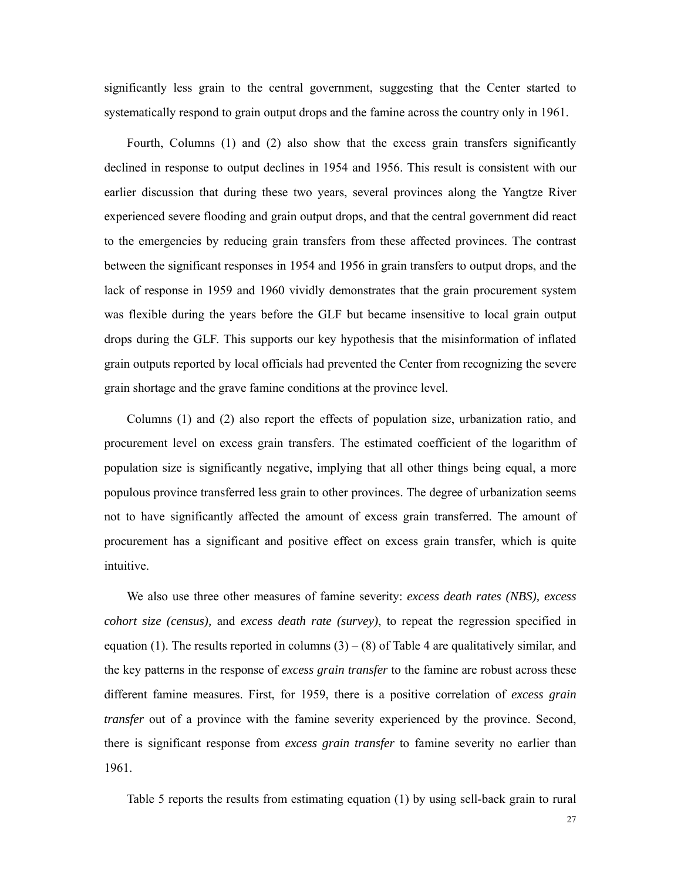significantly less grain to the central government, suggesting that the Center started to systematically respond to grain output drops and the famine across the country only in 1961.

Fourth, Columns (1) and (2) also show that the excess grain transfers significantly declined in response to output declines in 1954 and 1956. This result is consistent with our earlier discussion that during these two years, several provinces along the Yangtze River experienced severe flooding and grain output drops, and that the central government did react to the emergencies by reducing grain transfers from these affected provinces. The contrast between the significant responses in 1954 and 1956 in grain transfers to output drops, and the lack of response in 1959 and 1960 vividly demonstrates that the grain procurement system was flexible during the years before the GLF but became insensitive to local grain output drops during the GLF. This supports our key hypothesis that the misinformation of inflated grain outputs reported by local officials had prevented the Center from recognizing the severe grain shortage and the grave famine conditions at the province level.

Columns (1) and (2) also report the effects of population size, urbanization ratio, and procurement level on excess grain transfers. The estimated coefficient of the logarithm of population size is significantly negative, implying that all other things being equal, a more populous province transferred less grain to other provinces. The degree of urbanization seems not to have significantly affected the amount of excess grain transferred. The amount of procurement has a significant and positive effect on excess grain transfer, which is quite intuitive.

We also use three other measures of famine severity: *excess death rates (NBS), excess cohort size (census),* and *excess death rate (survey)*, to repeat the regression specified in equation (1). The results reported in columns (3) – (8) of Table 4 are qualitatively similar, and the key patterns in the response of *excess grain transfer* to the famine are robust across these different famine measures. First, for 1959, there is a positive correlation of *excess grain transfer* out of a province with the famine severity experienced by the province. Second, there is significant response from *excess grain transfer* to famine severity no earlier than 1961.

Table 5 reports the results from estimating equation (1) by using sell-back grain to rural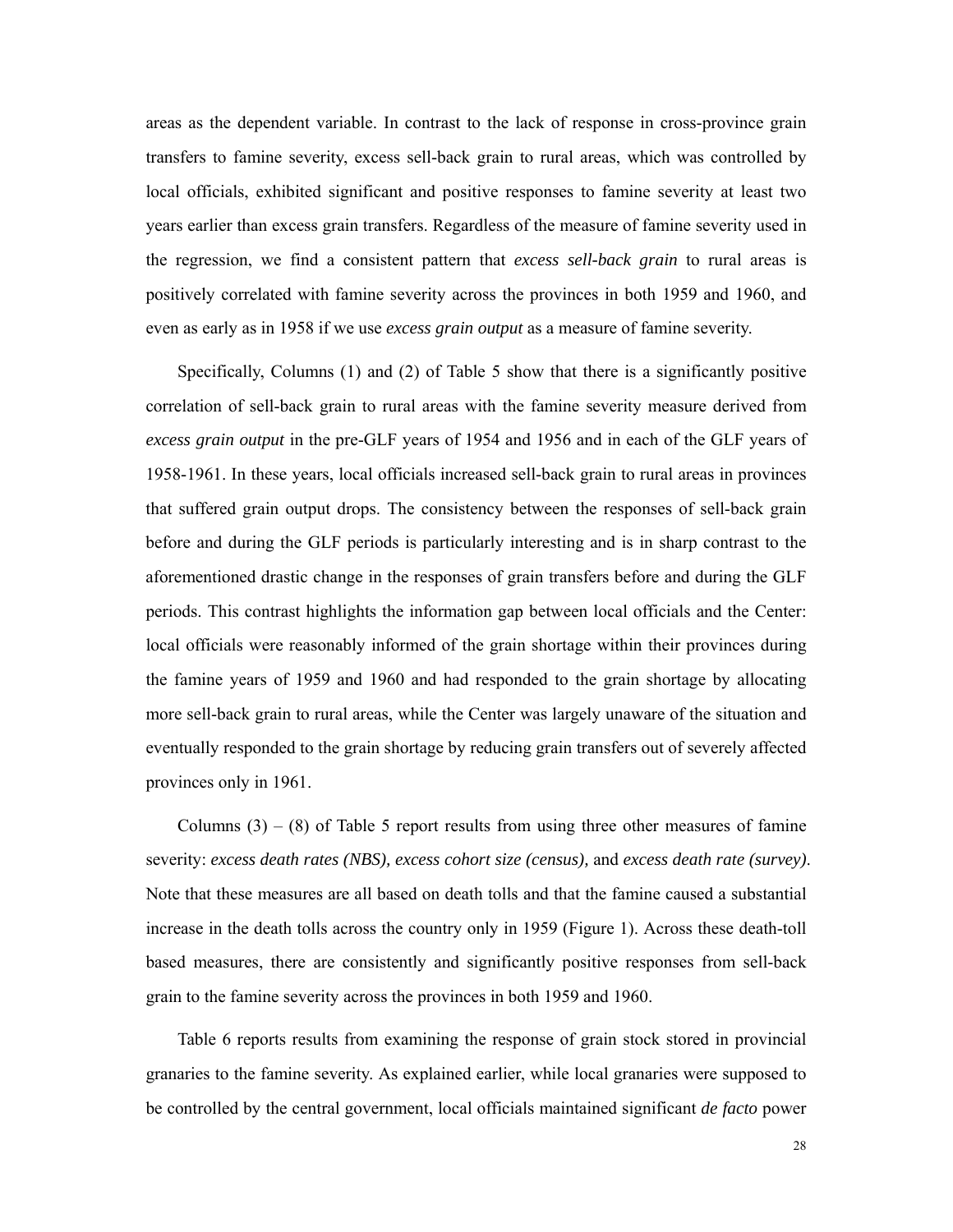areas as the dependent variable. In contrast to the lack of response in cross-province grain transfers to famine severity, excess sell-back grain to rural areas, which was controlled by local officials, exhibited significant and positive responses to famine severity at least two years earlier than excess grain transfers. Regardless of the measure of famine severity used in the regression, we find a consistent pattern that *excess sell-back grain* to rural areas is positively correlated with famine severity across the provinces in both 1959 and 1960, and even as early as in 1958 if we use *excess grain output* as a measure of famine severity.

Specifically, Columns (1) and (2) of Table 5 show that there is a significantly positive correlation of sell-back grain to rural areas with the famine severity measure derived from *excess grain output* in the pre-GLF years of 1954 and 1956 and in each of the GLF years of 1958-1961. In these years, local officials increased sell-back grain to rural areas in provinces that suffered grain output drops. The consistency between the responses of sell-back grain before and during the GLF periods is particularly interesting and is in sharp contrast to the aforementioned drastic change in the responses of grain transfers before and during the GLF periods. This contrast highlights the information gap between local officials and the Center: local officials were reasonably informed of the grain shortage within their provinces during the famine years of 1959 and 1960 and had responded to the grain shortage by allocating more sell-back grain to rural areas, while the Center was largely unaware of the situation and eventually responded to the grain shortage by reducing grain transfers out of severely affected provinces only in 1961.

Columns (3) – (8) of Table 5 report results from using three other measures of famine severity: *excess death rates (NBS), excess cohort size (census),* and *excess death rate (survey)*. Note that these measures are all based on death tolls and that the famine caused a substantial increase in the death tolls across the country only in 1959 (Figure 1). Across these death-toll based measures, there are consistently and significantly positive responses from sell-back grain to the famine severity across the provinces in both 1959 and 1960.

Table 6 reports results from examining the response of grain stock stored in provincial granaries to the famine severity. As explained earlier, while local granaries were supposed to be controlled by the central government, local officials maintained significant *de facto* power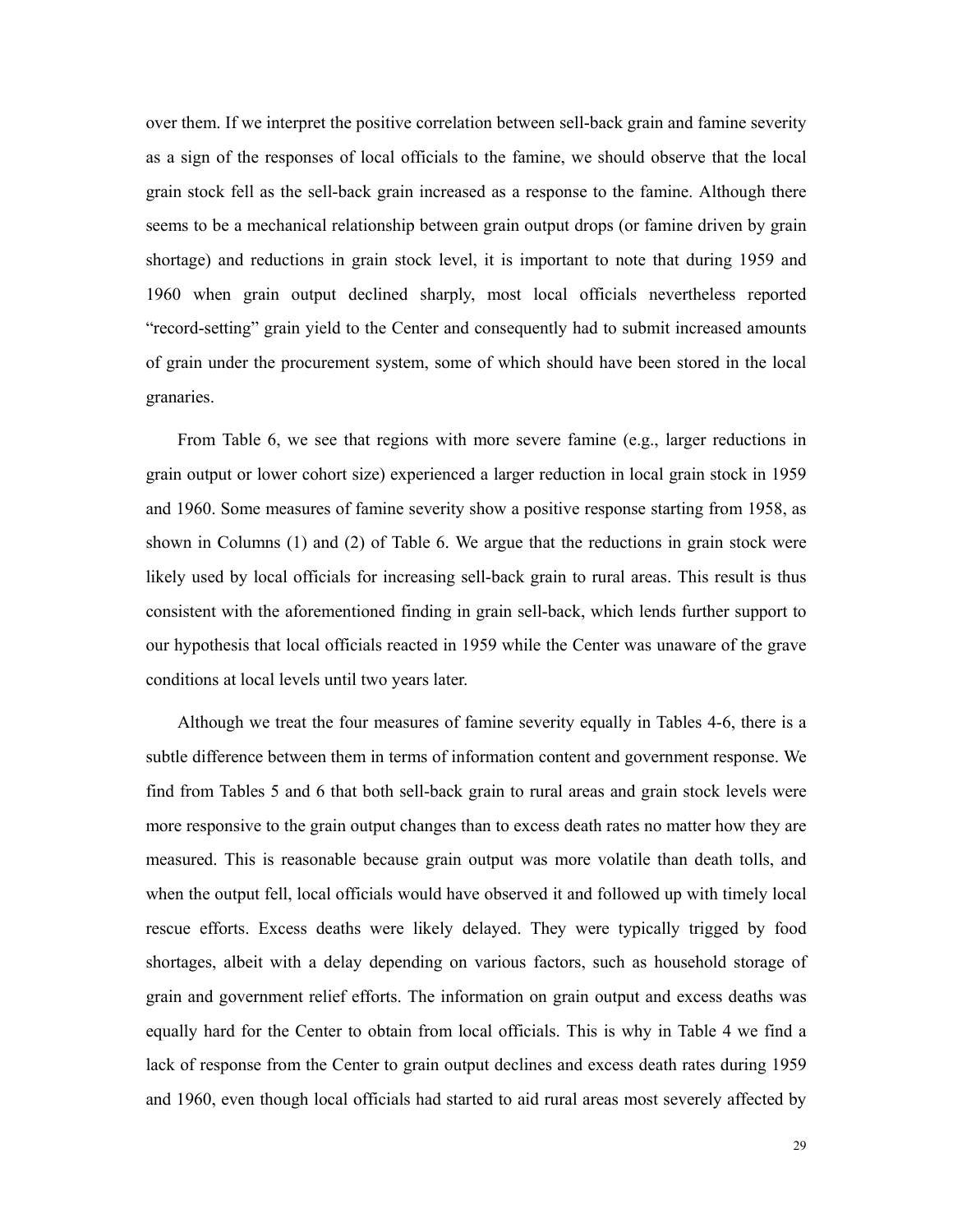over them. If we interpret the positive correlation between sell-back grain and famine severity as a sign of the responses of local officials to the famine, we should observe that the local grain stock fell as the sell-back grain increased as a response to the famine. Although there seems to be a mechanical relationship between grain output drops (or famine driven by grain shortage) and reductions in grain stock level, it is important to note that during 1959 and 1960 when grain output declined sharply, most local officials nevertheless reported "record-setting" grain yield to the Center and consequently had to submit increased amounts of grain under the procurement system, some of which should have been stored in the local granaries.

From Table 6, we see that regions with more severe famine (e.g., larger reductions in grain output or lower cohort size) experienced a larger reduction in local grain stock in 1959 and 1960. Some measures of famine severity show a positive response starting from 1958, as shown in Columns (1) and (2) of Table 6. We argue that the reductions in grain stock were likely used by local officials for increasing sell-back grain to rural areas. This result is thus consistent with the aforementioned finding in grain sell-back, which lends further support to our hypothesis that local officials reacted in 1959 while the Center was unaware of the grave conditions at local levels until two years later.

Although we treat the four measures of famine severity equally in Tables 4-6, there is a subtle difference between them in terms of information content and government response. We find from Tables 5 and 6 that both sell-back grain to rural areas and grain stock levels were more responsive to the grain output changes than to excess death rates no matter how they are measured. This is reasonable because grain output was more volatile than death tolls, and when the output fell, local officials would have observed it and followed up with timely local rescue efforts. Excess deaths were likely delayed. They were typically trigged by food shortages, albeit with a delay depending on various factors, such as household storage of grain and government relief efforts. The information on grain output and excess deaths was equally hard for the Center to obtain from local officials. This is why in Table 4 we find a lack of response from the Center to grain output declines and excess death rates during 1959 and 1960, even though local officials had started to aid rural areas most severely affected by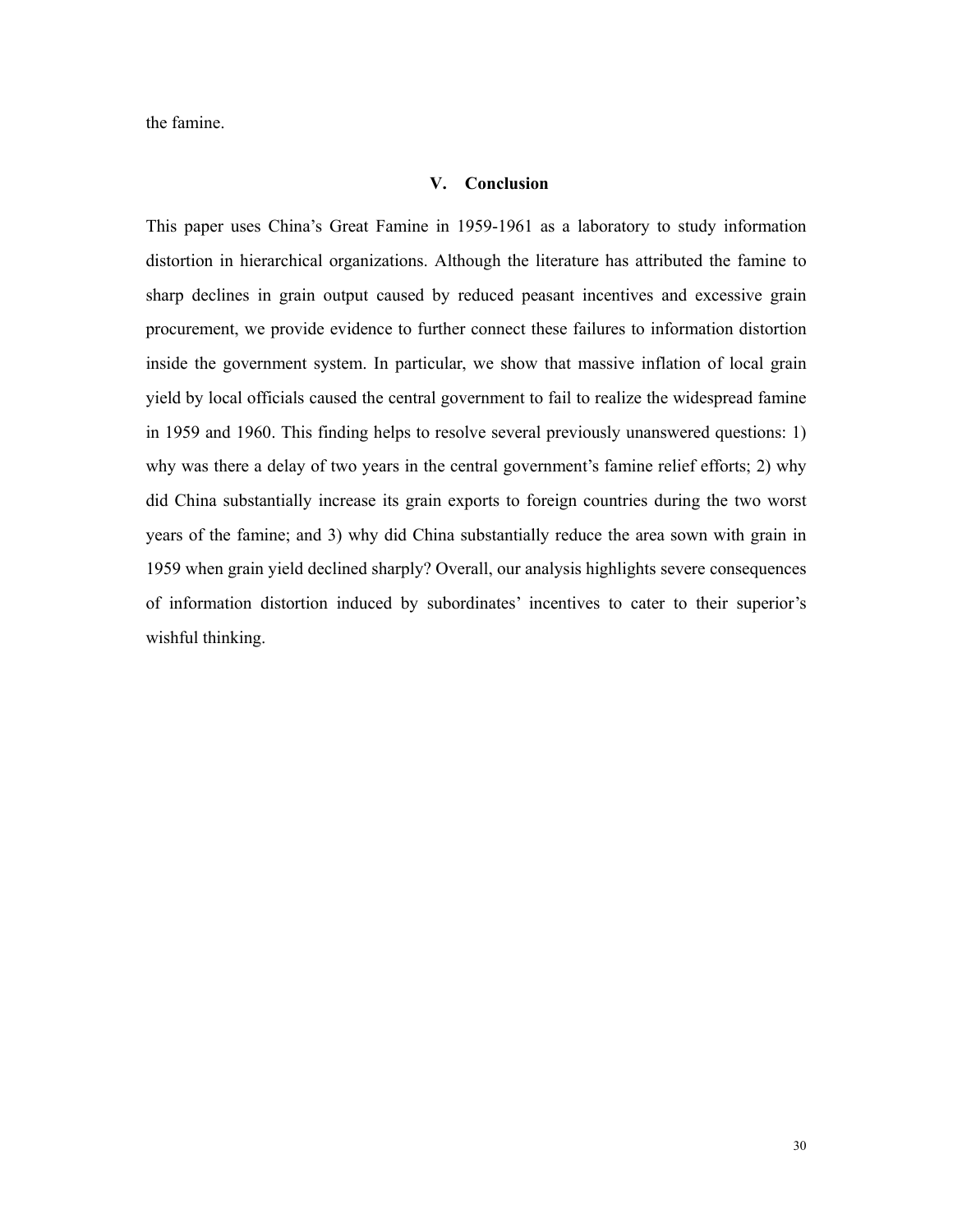the famine.

## V. Conclusion

This paper uses China's Great Famine in 1959-1961 as a laboratory to study information distortion in hierarchical organizations. Although the literature has attributed the famine to sharp declines in grain output caused by reduced peasant incentives and excessive grain procurement, we provide evidence to further connect these failures to information distortion inside the government system. In particular, we show that massive inflation of local grain yield by local officials caused the central government to fail to realize the widespread famine in 1959 and 1960. This finding helps to resolve several previously unanswered questions: 1) why was there a delay of two years in the central government's famine relief efforts; 2) why did China substantially increase its grain exports to foreign countries during the two worst years of the famine; and 3) why did China substantially reduce the area sown with grain in 1959 when grain yield declined sharply? Overall, our analysis highlights severe consequences of information distortion induced by subordinates' incentives to cater to their superior's wishful thinking.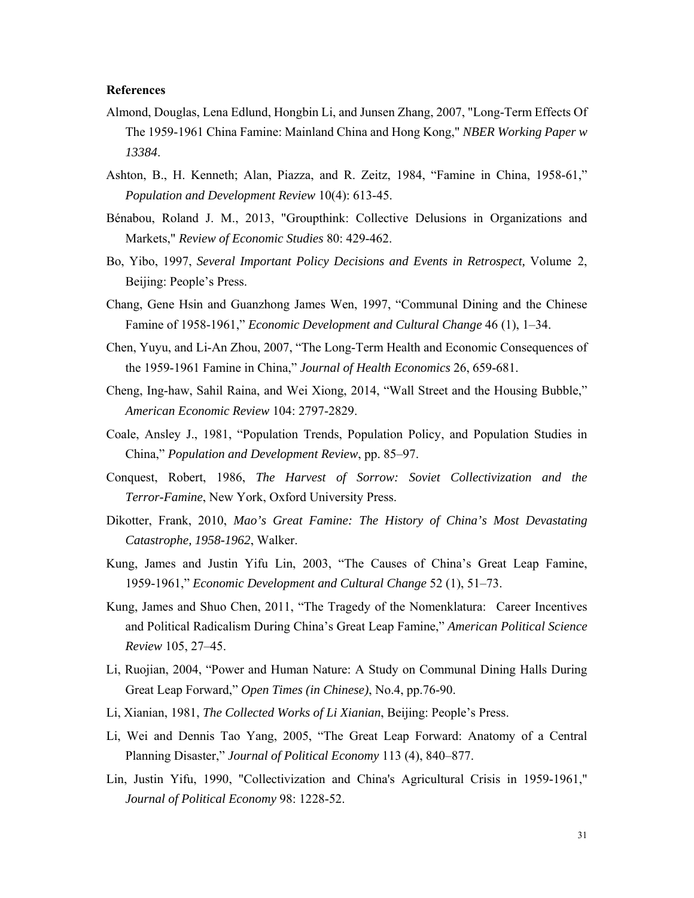**References**

Almond, Douglas, Lena Edlund, Hongbin Li, and Junsen Zhang, 2007, "Long-Term Effects Of The 1959-1961 China Famine: Mainland China and Hong Kong," *NBER Working Paper w 13384*.

Ashton, B., H. Kenneth; Alan, Piazza, and R. Zeitz, 1984, "Famine in China, 1958-61," *Population and Development Review* 10(4): 613-45.

Bénabou, Roland J. M., 2013, "Groupthink: Collective Delusions in Organizations and Markets," *Review of Economic Studies* 80: 429-462.

Bo, Yibo, 1997, *Several Important Policy Decisions and Events in Retrospect,* Volume 2, Beijing: People's Press.

Chang, Gene Hsin and Guanzhong James Wen, 1997, "Communal Dining and the Chinese Famine of 1958-1961," *Economic Development and Cultural Change* 46 (1), 1–34.

Chen, Yuyu, and Li-An Zhou, 2007, "The Long-Term Health and Economic Consequences of the 1959-1961 Famine in China," *Journal of Health Economics* 26, 659-681.

Cheng, Ing-haw, Sahil Raina, and Wei Xiong, 2014, "Wall Street and the Housing Bubble," *American Economic Review* 104: 2797-2829.

Coale, Ansley J., 1981, "Population Trends, Population Policy, and Population Studies in China," *Population and Development Review*, pp. 85–97.

Conquest, Robert, 1986, *The Harvest of Sorrow: Soviet Collectivization and the Terror-Famine*, New York, Oxford University Press.

Dikotter, Frank, 2010, *Mao's Great Famine: The History of China's Most Devastating Catastrophe, 1958-1962*, Walker.

Kung, James and Justin Yifu Lin, 2003, "The Causes of China's Great Leap Famine, 1959-1961," *Economic Development and Cultural Change* 52 (1), 51–73.

Kung, James and Shuo Chen, 2011, "The Tragedy of the Nomenklatura: Career Incentives and Political Radicalism During China's Great Leap Famine," *American Political Science Review* 105, 27–45.

Li, Ruojian, 2004, "Power and Human Nature: A Study on Communal Dining Halls During Great Leap Forward," *Open Times (in Chinese)*, No.4, pp.76-90.

Li, Xianian, 1981, *The Collected Works of Li Xianian*, Beijing: People's Press.

Li, Wei and Dennis Tao Yang, 2005, "The Great Leap Forward: Anatomy of a Central Planning Disaster," *Journal of Political Economy* 113 (4), 840–877.

Lin, Justin Yifu, 1990, "Collectivization and China's Agricultural Crisis in 1959-1961," *Journal of Political Economy* 98: 1228-52.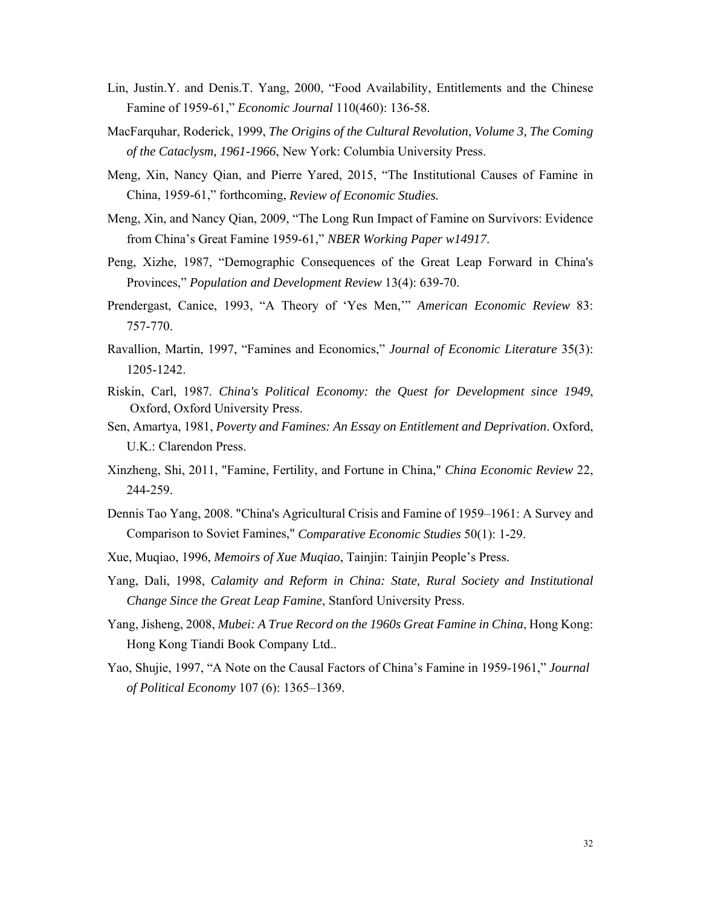Lin, Justin.Y. and Denis.T. Yang, 2000, "Food Availability, Entitlements and the Chinese Famine of 1959-61," *Economic Journal* 110(460): 136-58.

MacFarquhar, Roderick, 1999, *The Origins of the Cultural Revolution*, *Volume 3, The Coming of the Cataclysm, 1961-1966*, New York: Columbia University Press.

Meng, Xin, Nancy Qian, and Pierre Yared, 2015, "The Institutional Causes of Famine in China, 1959-61," forthcoming, *Review of Economic Studies.*

Meng, Xin, and Nancy Qian, 2009, "The Long Run Impact of Famine on Survivors: Evidence from China's Great Famine 1959-61," *NBER Working Paper w14917*.

Peng, Xizhe, 1987, "Demographic Consequences of the Great Leap Forward in China's Provinces," *Population and Development Review* 13(4): 639-70.

Prendergast, Canice, 1993, "A Theory of 'Yes Men,'" *American Economic Review* 83: 757-770.

Ravallion, Martin, 1997, "Famines and Economics," *Journal of Economic Literature* 35(3): 1205-1242.

Riskin, Carl, 1987. *China's Political Economy: the Quest for Development since 1949*, Oxford, Oxford University Press.

Sen, Amartya, 1981, *Poverty and Famines: An Essay on Entitlement and Deprivation*. Oxford, U.K.: Clarendon Press.

Xinzheng, Shi, 2011, "Famine, Fertility, and Fortune in China," *China Economic Review* 22, 244-259.

Dennis Tao Yang, 2008. "China's Agricultural Crisis and Famine of 1959–1961: A Survey and Comparison to Soviet Famines," *Comparative Economic Studies* 50(1): 1-29.

Xue, Muqiao, 1996, *Memoirs of Xue Muqiao*, Tainjin: Tainjin People's Press.

Yang, Dali, 1998, *Calamity and Reform in China: State, Rural Society and Institutional Change Since the Great Leap Famine*, Stanford University Press.

Yang, Jisheng, 2008, *Mubei: A True Record on the 1960s Great Famine in China*, Hong Kong: Hong Kong Tiandi Book Company Ltd..

Yao, Shujie, 1997, "A Note on the Causal Factors of China's Famine in 1959-1961," *Journal of Political Economy* 107 (6): 1365–1369.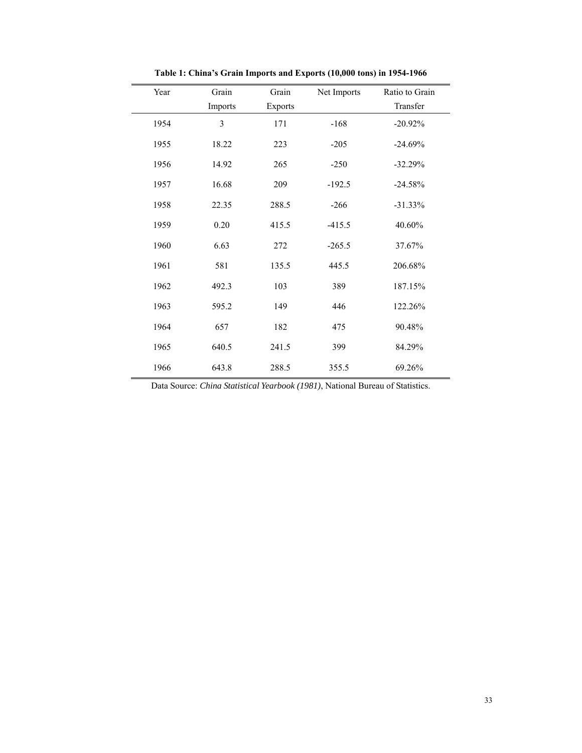**Table 1: China's Grain Imports and Exports (10,000 tons) in 1954-1966**

| Year | Grain Imports | Grain Exports | Net Imports | Ratio to Grain Transfer |
|---|---|---|---|---|
| 1954 | 3 | 171 | -168 | -20.92% |
| 1955 | 18.22 | 223 | -205 | -24.69% |
| 1956 | 14.92 | 265 | -250 | -32.29% |
| 1957 | 16.68 | 209 | -192.5 | -24.58% |
| 1958 | 22.35 | 288.5 | -266 | -31.33% |
| 1959 | 0.20 | 415.5 | -415.5 | 40.60% |
| 1960 | 6.63 | 272 | -265.5 | 37.67% |
| 1961 | 581 | 135.5 | 445.5 | 206.68% |
| 1962 | 492.3 | 103 | 389 | 187.15% |
| 1963 | 595.2 | 149 | 446 | 122.26% |
| 1964 | 657 | 182 | 475 | 90.48% |
| 1965 | 640.5 | 241.5 | 399 | 84.29% |
| 1966 | 643.8 | 288.5 | 355.5 | 69.26% |

Data Source: *China Statistical Yearbook (1981)*, National Bureau of Statistics.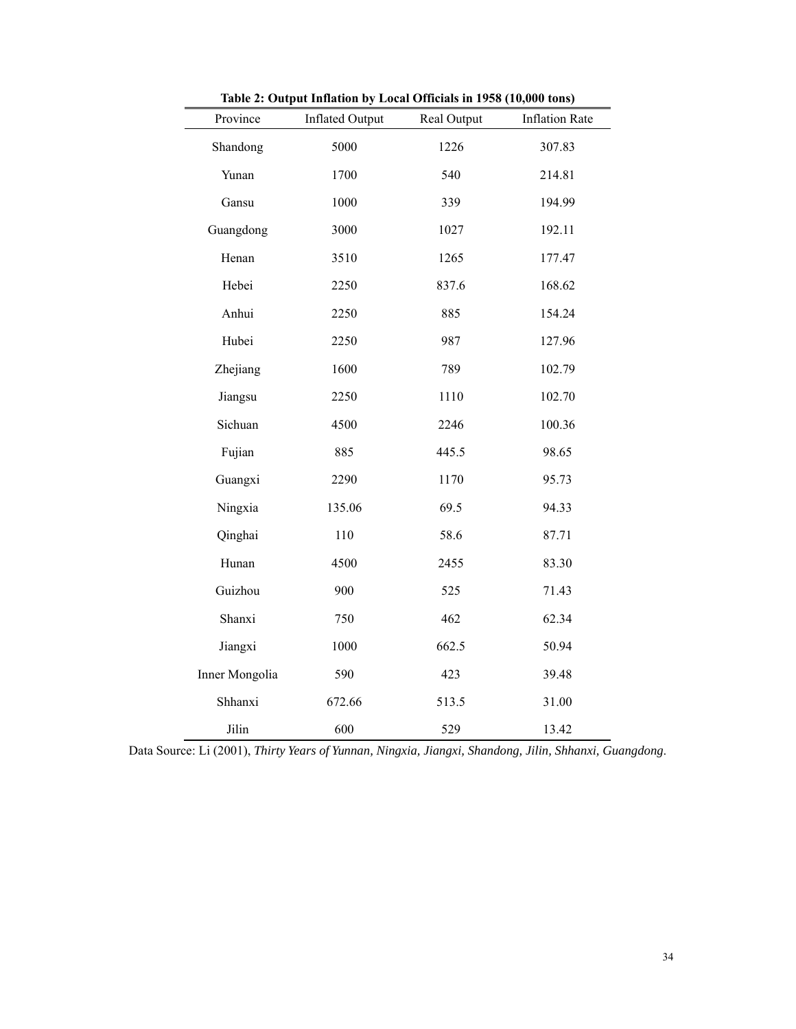**Table 2: Output Inflation by Local Officials in 1958 (10,000 tons)**

| Province | Inflated Output | Real Output | Inflation Rate |
|---|---|---|---|
| Shandong | 5000 | 1226 | 307.83 |
| Yunan | 1700 | 540 | 214.81 |
| Gansu | 1000 | 339 | 194.99 |
| Guangdong | 3000 | 1027 | 192.11 |
| Henan | 3510 | 1265 | 177.47 |
| Hebei | 2250 | 837.6 | 168.62 |
| Anhui | 2250 | 885 | 154.24 |
| Hubei | 2250 | 987 | 127.96 |
| Zhejiang | 1600 | 789 | 102.79 |
| Jiangsu | 2250 | 1110 | 102.70 |
| Sichuan | 4500 | 2246 | 100.36 |
| Fujian | 885 | 445.5 | 98.65 |
| Guangxi | 2290 | 1170 | 95.73 |
| Ningxia | 135.06 | 69.5 | 94.33 |
| Qinghai | 110 | 58.6 | 87.71 |
| Hunan | 4500 | 2455 | 83.30 |
| Guizhou | 900 | 525 | 71.43 |
| Shanxi | 750 | 462 | 62.34 |
| Jiangxi | 1000 | 662.5 | 50.94 |
| Inner Mongolia | 590 | 423 | 39.48 |
| Shhanxi | 672.66 | 513.5 | 31.00 |
| Jilin | 600 | 529 | 13.42 |

Data Source: Li (2001), *Thirty Years of Yunnan, Ningxia, Jiangxi, Shandong, Jilin, Shhanxi, Guangdong*.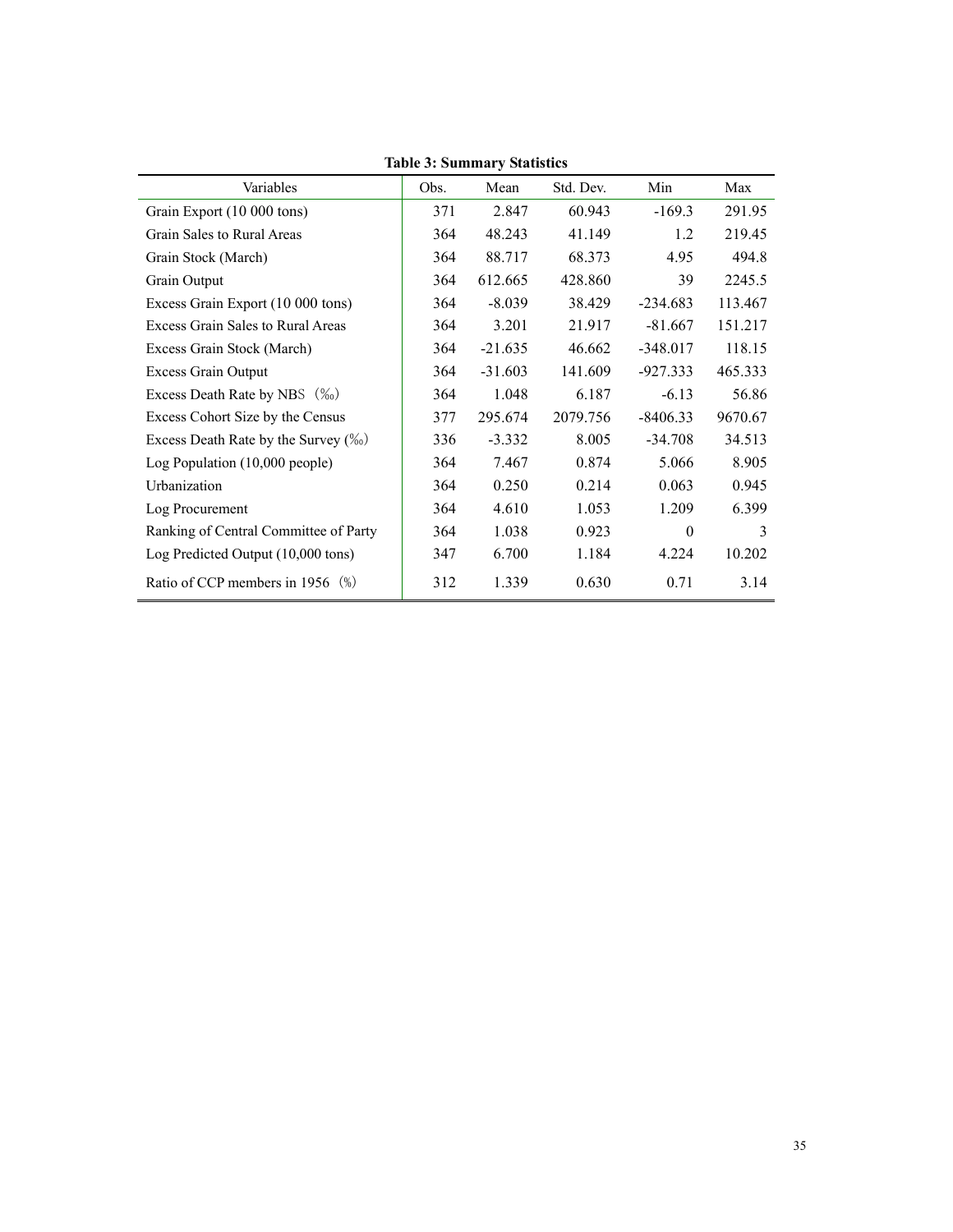**Table 3: Summary Statistics**

| Variables | Obs. | Mean | Std. Dev. | Min | Max |
|---|---|---|---|---|---|
| Grain Export (10 000 tons) | 371 | 2.847 | 60.943 | -169.3 | 291.95 |
| Grain Sales to Rural Areas | 364 | 48.243 | 41.149 | 1.2 | 219.45 |
| Grain Stock (March) | 364 | 88.717 | 68.373 | 4.95 | 494.8 |
| Grain Output | 364 | 612.665 | 428.860 | 39 | 2245.5 |
| Excess Grain Export (10 000 tons) | 364 | -8.039 | 38.429 | -234.683 | 113.467 |
| Excess Grain Sales to Rural Areas | 364 | 3.201 | 21.917 | -81.667 | 151.217 |
| Excess Grain Stock (March) | 364 | -21.635 | 46.662 | -348.017 | 118.15 |
| Excess Grain Output | 364 | -31.603 | 141.609 | -927.333 | 465.333 |
| Excess Death Rate by NBS（‰） | 364 | 1.048 | 6.187 | -6.13 | 56.86 |
| Excess Cohort Size by the Census | 377 | 295.674 | 2079.756 | -8406.33 | 9670.67 |
| Excess Death Rate by the Survey (‰) | 336 | -3.332 | 8.005 | -34.708 | 34.513 |
| Log Population (10,000 people) | 364 | 7.467 | 0.874 | 5.066 | 8.905 |
| Urbanization | 364 | 0.250 | 0.214 | 0.063 | 0.945 |
| Log Procurement | 364 | 4.610 | 1.053 | 1.209 | 6.399 |
| Ranking of Central Committee of Party | 364 | 1.038 | 0.923 | 0 | 3 |
| Log Predicted Output (10,000 tons) | 347 | 6.700 | 1.184 | 4.224 | 10.202 |
| Ratio of CCP members in 1956（%） | 312 | 1.339 | 0.630 | 0.71 | 3.14 |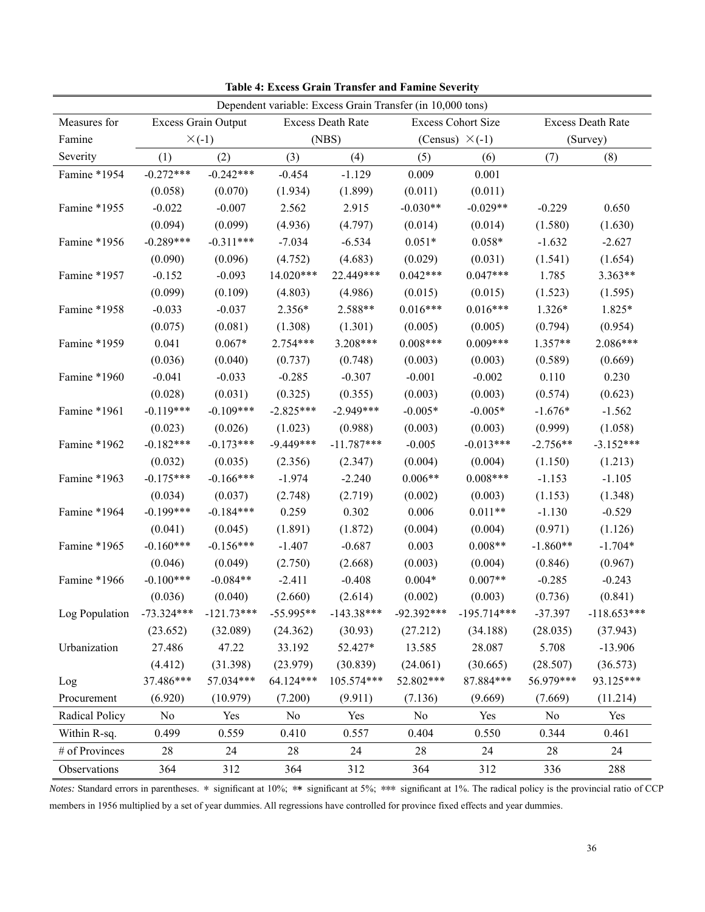**Table 4: Excess Grain Transfer and Famine Severity**

| | Dependent variable: Excess Grain Transfer (in 10,000 tons) | | | | | | | |
|---|---|---|---|---|---|---|---|---|
| Measures for Famine Severity | Excess Grain Output ×(-1) | | Excess Death Rate (NBS) | | Excess Cohort Size (Census) ×(-1) | | Excess Death Rate (Survey) | |
| | (1) | (2) | (3) | (4) | (5) | (6) | (7) | (8) |
| Famine *1954 | -0.272*** | -0.242*** | -0.454 | -1.129 | 0.009 | 0.001 | | |
| | (0.058) | (0.070) | (1.934) | (1.899) | (0.011) | (0.011) | | |
| Famine *1955 | -0.022 | -0.007 | 2.562 | 2.915 | -0.030** | -0.029** | -0.229 | 0.650 |
| | (0.094) | (0.099) | (4.936) | (4.797) | (0.014) | (0.014) | (1.580) | (1.630) |
| Famine *1956 | -0.289*** | -0.311*** | -7.034 | -6.534 | 0.051* | 0.058* | -1.632 | -2.627 |
| | (0.090) | (0.096) | (4.752) | (4.683) | (0.029) | (0.031) | (1.541) | (1.654) |
| Famine *1957 | -0.152 | -0.093 | 14.020*** | 22.449*** | 0.042*** | 0.047*** | 1.785 | 3.363** |
| | (0.099) | (0.109) | (4.803) | (4.986) | (0.015) | (0.015) | (1.523) | (1.595) |
| Famine *1958 | -0.033 | -0.037 | 2.356* | 2.588** | 0.016*** | 0.016*** | 1.326* | 1.825* |
| | (0.075) | (0.081) | (1.308) | (1.301) | (0.005) | (0.005) | (0.794) | (0.954) |
| Famine *1959 | 0.041 | 0.067* | 2.754*** | 3.208*** | 0.008*** | 0.009*** | 1.357** | 2.086*** |
| | (0.036) | (0.040) | (0.737) | (0.748) | (0.003) | (0.003) | (0.589) | (0.669) |
| Famine *1960 | -0.041 | -0.033 | -0.285 | -0.307 | -0.001 | -0.002 | 0.110 | 0.230 |
| | (0.028) | (0.031) | (0.325) | (0.355) | (0.003) | (0.003) | (0.574) | (0.623) |
| Famine *1961 | -0.119*** | -0.109*** | -2.825*** | -2.949*** | -0.005* | -0.005* | -1.676* | -1.562 |
| | (0.023) | (0.026) | (1.023) | (0.988) | (0.003) | (0.003) | (0.999) | (1.058) |
| Famine *1962 | -0.182*** | -0.173*** | -9.449*** | -11.787*** | -0.005 | -0.013*** | -2.756** | -3.152*** |
| | (0.032) | (0.035) | (2.356) | (2.347) | (0.004) | (0.004) | (1.150) | (1.213) |
| Famine *1963 | -0.175*** | -0.166*** | -1.974 | -2.240 | 0.006** | 0.008*** | -1.153 | -1.105 |
| | (0.034) | (0.037) | (2.748) | (2.719) | (0.002) | (0.003) | (1.153) | (1.348) |
| Famine *1964 | -0.199*** | -0.184*** | 0.259 | 0.302 | 0.006 | 0.011** | -1.130 | -0.529 |
| | (0.041) | (0.045) | (1.891) | (1.872) | (0.004) | (0.004) | (0.971) | (1.126) |
| Famine *1965 | -0.160*** | -0.156*** | -1.407 | -0.687 | 0.003 | 0.008** | -1.860** | -1.704* |
| | (0.046) | (0.049) | (2.750) | (2.668) | (0.003) | (0.004) | (0.846) | (0.967) |
| Famine *1966 | -0.100*** | -0.084** | -2.411 | -0.408 | 0.004* | 0.007** | -0.285 | -0.243 |
| | (0.036) | (0.040) | (2.660) | (2.614) | (0.002) | (0.003) | (0.736) | (0.841) |
| Log Population | -73.324*** | -121.73*** | -55.995** | -143.38*** | -92.392*** | -195.714*** | -37.397 | -118.653*** |
| | (23.652) | (32.089) | (24.362) | (30.93) | (27.212) | (34.188) | (28.035) | (37.943) |
| Urbanization | 27.486 | 47.22 | 33.192 | 52.427* | 13.585 | 28.087 | 5.708 | -13.906 |
| | (4.412) | (31.398) | (23.979) | (30.839) | (24.061) | (30.665) | (28.507) | (36.573) |
| Log Procurement | 37.486*** | 57.034*** | 64.124*** | 105.574*** | 52.802*** | 87.884*** | 56.979*** | 93.125*** |
| | (6.920) | (10.979) | (7.200) | (9.911) | (7.136) | (9.669) | (7.669) | (11.214) |
| Radical Policy | No | Yes | No | Yes | No | Yes | No | Yes |
| Within R-sq. | 0.499 | 0.559 | 0.410 | 0.557 | 0.404 | 0.550 | 0.344 | 0.461 |
| # of Provinces | 28 | 24 | 28 | 24 | 28 | 24 | 28 | 24 |
| Observations | 364 | 312 | 364 | 312 | 364 | 312 | 336 | 288 |

*Notes:* Standard errors in parentheses. * significant at 10%; ** significant at 5%; *** significant at 1%. The radical policy is the provincial ratio of CCP members in 1956 multiplied by a set of year dummies. All regressions have controlled for province fixed effects and year dummies.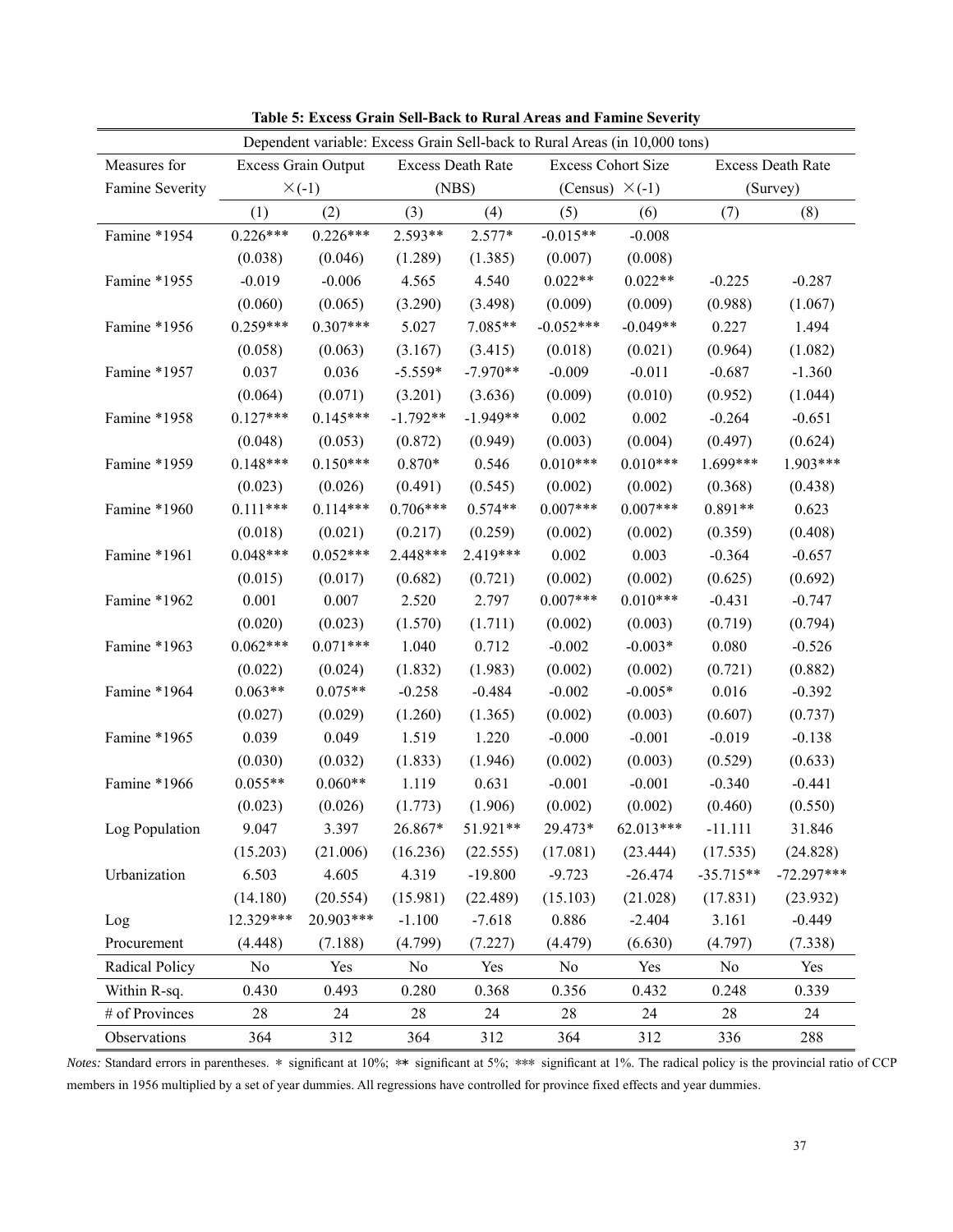**Table 5: Excess Grain Sell-Back to Rural Areas and Famine Severity**

| Dependent variable: Excess Grain Sell-back to Rural Areas (in 10,000 tons) | | | | | | | | |
|---|---|---|---|---|---|---|---|---|
| Measures for Famine Severity | Excess Grain Output $\times$(-1) | | Excess Death Rate (NBS) | | Excess Cohort Size (Census) $\times$(-1) | | Excess Death Rate (Survey) | |
| | (1) | (2) | (3) | (4) | (5) | (6) | (7) | (8) |
| Famine *1954 | 0.226*** | 0.226*** | 2.593** | 2.577* | -0.015** | -0.008 | | |
| | (0.038) | (0.046) | (1.289) | (1.385) | (0.007) | (0.008) | | |
| Famine *1955 | -0.019 | -0.006 | 4.565 | 4.540 | 0.022** | 0.022** | -0.225 | -0.287 |
| | (0.060) | (0.065) | (3.290) | (3.498) | (0.009) | (0.009) | (0.988) | (1.067) |
| Famine *1956 | 0.259*** | 0.307*** | 5.027 | 7.085** | -0.052*** | -0.049** | 0.227 | 1.494 |
| | (0.058) | (0.063) | (3.167) | (3.415) | (0.018) | (0.021) | (0.964) | (1.082) |
| Famine *1957 | 0.037 | 0.036 | -5.559* | -7.970** | -0.009 | -0.011 | -0.687 | -1.360 |
| | (0.064) | (0.071) | (3.201) | (3.636) | (0.009) | (0.010) | (0.952) | (1.044) |
| Famine *1958 | 0.127*** | 0.145*** | -1.792** | -1.949** | 0.002 | 0.002 | -0.264 | -0.651 |
| | (0.048) | (0.053) | (0.872) | (0.949) | (0.003) | (0.004) | (0.497) | (0.624) |
| Famine *1959 | 0.148*** | 0.150*** | 0.870* | 0.546 | 0.010*** | 0.010*** | 1.699*** | 1.903*** |
| | (0.023) | (0.026) | (0.491) | (0.545) | (0.002) | (0.002) | (0.368) | (0.438) |
| Famine *1960 | 0.111*** | 0.114*** | 0.706*** | 0.574** | 0.007*** | 0.007*** | 0.891** | 0.623 |
| | (0.018) | (0.021) | (0.217) | (0.259) | (0.002) | (0.002) | (0.359) | (0.408) |
| Famine *1961 | 0.048*** | 0.052*** | 2.448*** | 2.419*** | 0.002 | 0.003 | -0.364 | -0.657 |
| | (0.015) | (0.017) | (0.682) | (0.721) | (0.002) | (0.002) | (0.625) | (0.692) |
| Famine *1962 | 0.001 | 0.007 | 2.520 | 2.797 | 0.007*** | 0.010*** | -0.431 | -0.747 |
| | (0.020) | (0.023) | (1.570) | (1.711) | (0.002) | (0.003) | (0.719) | (0.794) |
| Famine *1963 | 0.062*** | 0.071*** | 1.040 | 0.712 | -0.002 | -0.003* | 0.080 | -0.526 |
| | (0.022) | (0.024) | (1.832) | (1.983) | (0.002) | (0.002) | (0.721) | (0.882) |
| Famine *1964 | 0.063** | 0.075** | -0.258 | -0.484 | -0.002 | -0.005* | 0.016 | -0.392 |
| | (0.027) | (0.029) | (1.260) | (1.365) | (0.002) | (0.003) | (0.607) | (0.737) |
| Famine *1965 | 0.039 | 0.049 | 1.519 | 1.220 | -0.000 | -0.001 | -0.019 | -0.138 |
| | (0.030) | (0.032) | (1.833) | (1.946) | (0.002) | (0.003) | (0.529) | (0.633) |
| Famine *1966 | 0.055** | 0.060** | 1.119 | 0.631 | -0.001 | -0.001 | -0.340 | -0.441 |
| | (0.023) | (0.026) | (1.773) | (1.906) | (0.002) | (0.002) | (0.460) | (0.550) |
| Log Population | 9.047 | 3.397 | 26.867* | 51.921** | 29.473* | 62.013*** | -11.111 | 31.846 |
| | (15.203) | (21.006) | (16.236) | (22.555) | (17.081) | (23.444) | (17.535) | (24.828) |
| Urbanization | 6.503 | 4.605 | 4.319 | -19.800 | -9.723 | -26.474 | -35.715** | -72.297*** |
| | (14.180) | (20.554) | (15.981) | (22.489) | (15.103) | (21.028) | (17.831) | (23.932) |
| Log Procurement | 12.329*** | 20.903*** | -1.100 | -7.618 | 0.886 | -2.404 | 3.161 | -0.449 |
| | (4.448) | (7.188) | (4.799) | (7.227) | (4.479) | (6.630) | (4.797) | (7.338) |
| Radical Policy | No | Yes | No | Yes | No | Yes | No | Yes |
| Within R-sq. | 0.430 | 0.493 | 0.280 | 0.368 | 0.356 | 0.432 | 0.248 | 0.339 |
| # of Provinces | 28 | 24 | 28 | 24 | 28 | 24 | 28 | 24 |
| Observations | 364 | 312 | 364 | 312 | 364 | 312 | 336 | 288 |

*Notes:* Standard errors in parentheses. * significant at 10%; ** significant at 5%; *** significant at 1%. The radical policy is the provincial ratio of CCP members in 1956 multiplied by a set of year dummies. All regressions have controlled for province fixed effects and year dummies.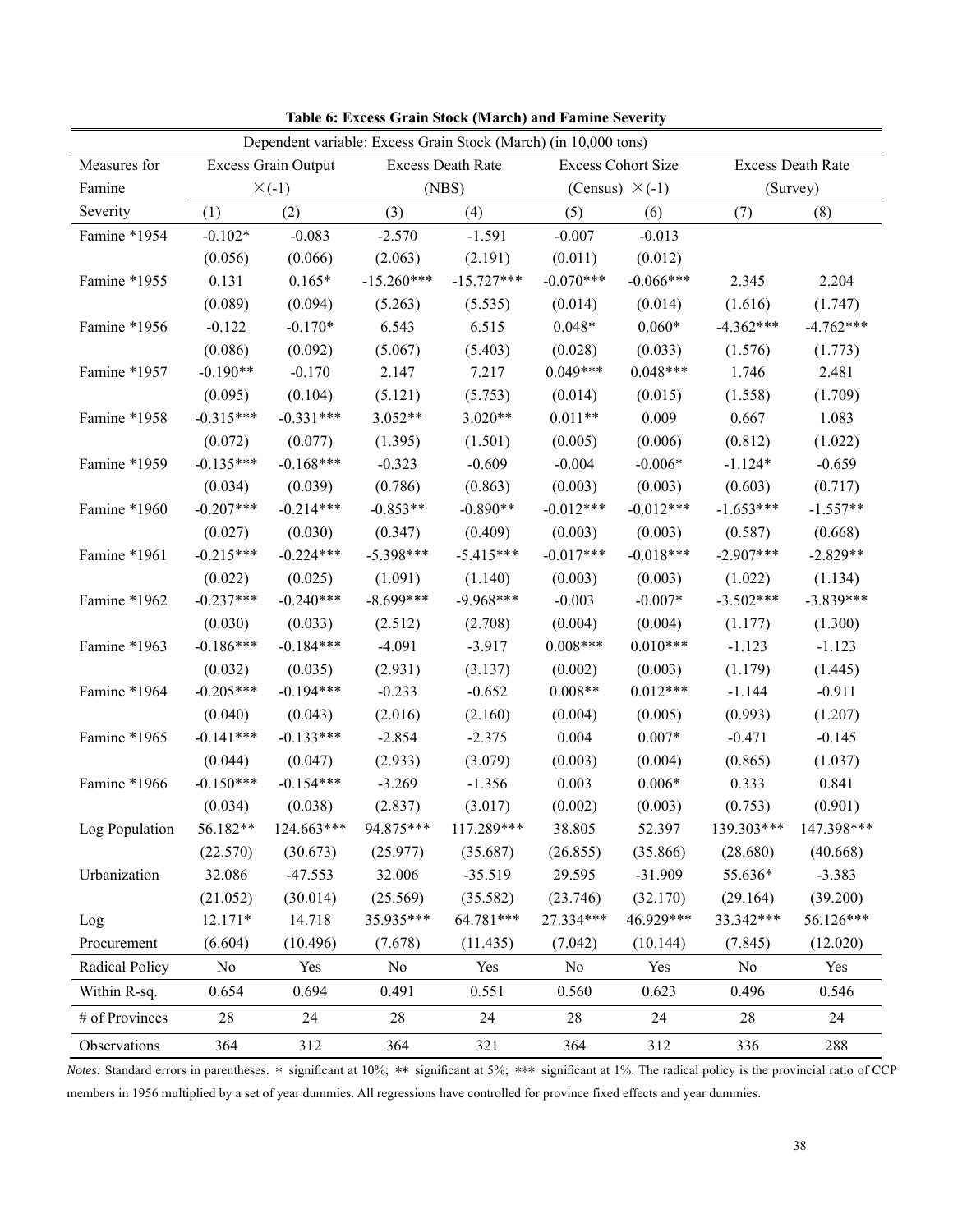**Table 6: Excess Grain Stock (March) and Famine Severity**

| Dependent variable: Excess Grain Stock (March) (in 10,000 tons) | | | | | | | | |
|---|---|---|---|---|---|---|---|---|
| Measures for Famine Severity | Excess Grain Output ×(-1) | | Excess Death Rate (NBS) | | Excess Cohort Size (Census) ×(-1) | | Excess Death Rate (Survey) | |
| | (1) | (2) | (3) | (4) | (5) | (6) | (7) | (8) |
| Famine *1954 | -0.102* | -0.083 | -2.570 | -1.591 | -0.007 | -0.013 | | |
| | (0.056) | (0.066) | (2.063) | (2.191) | (0.011) | (0.012) | | |
| Famine *1955 | 0.131 | 0.165* | -15.260*** | -15.727*** | -0.070*** | -0.066*** | 2.345 | 2.204 |
| | (0.089) | (0.094) | (5.263) | (5.535) | (0.014) | (0.014) | (1.616) | (1.747) |
| Famine *1956 | -0.122 | -0.170* | 6.543 | 6.515 | 0.048* | 0.060* | -4.362*** | -4.762*** |
| | (0.086) | (0.092) | (5.067) | (5.403) | (0.028) | (0.033) | (1.576) | (1.773) |
| Famine *1957 | -0.190** | -0.170 | 2.147 | 7.217 | 0.049*** | 0.048*** | 1.746 | 2.481 |
| | (0.095) | (0.104) | (5.121) | (5.753) | (0.014) | (0.015) | (1.558) | (1.709) |
| Famine *1958 | -0.315*** | -0.331*** | 3.052** | 3.020** | 0.011** | 0.009 | 0.667 | 1.083 |
| | (0.072) | (0.077) | (1.395) | (1.501) | (0.005) | (0.006) | (0.812) | (1.022) |
| Famine *1959 | -0.135*** | -0.168*** | -0.323 | -0.609 | -0.004 | -0.006* | -1.124* | -0.659 |
| | (0.034) | (0.039) | (0.786) | (0.863) | (0.003) | (0.003) | (0.603) | (0.717) |
| Famine *1960 | -0.207*** | -0.214*** | -0.853** | -0.890** | -0.012*** | -0.012*** | -1.653*** | -1.557** |
| | (0.027) | (0.030) | (0.347) | (0.409) | (0.003) | (0.003) | (0.587) | (0.668) |
| Famine *1961 | -0.215*** | -0.224*** | -5.398*** | -5.415*** | -0.017*** | -0.018*** | -2.907*** | -2.829** |
| | (0.022) | (0.025) | (1.091) | (1.140) | (0.003) | (0.003) | (1.022) | (1.134) |
| Famine *1962 | -0.237*** | -0.240*** | -8.699*** | -9.968*** | -0.003 | -0.007* | -3.502*** | -3.839*** |
| | (0.030) | (0.033) | (2.512) | (2.708) | (0.004) | (0.004) | (1.177) | (1.300) |
| Famine *1963 | -0.186*** | -0.184*** | -4.091 | -3.917 | 0.008*** | 0.010*** | -1.123 | -1.123 |
| | (0.032) | (0.035) | (2.931) | (3.137) | (0.002) | (0.003) | (1.179) | (1.445) |
| Famine *1964 | -0.205*** | -0.194*** | -0.233 | -0.652 | 0.008** | 0.012*** | -1.144 | -0.911 |
| | (0.040) | (0.043) | (2.016) | (2.160) | (0.004) | (0.005) | (0.993) | (1.207) |
| Famine *1965 | -0.141*** | -0.133*** | -2.854 | -2.375 | 0.004 | 0.007* | -0.471 | -0.145 |
| | (0.044) | (0.047) | (2.933) | (3.079) | (0.003) | (0.004) | (0.865) | (1.037) |
| Famine *1966 | -0.150*** | -0.154*** | -3.269 | -1.356 | 0.003 | 0.006* | 0.333 | 0.841 |
| | (0.034) | (0.038) | (2.837) | (3.017) | (0.002) | (0.003) | (0.753) | (0.901) |
| Log Population | 56.182** | 124.663*** | 94.875*** | 117.289*** | 38.805 | 52.397 | 139.303*** | 147.398*** |
| | (22.570) | (30.673) | (25.977) | (35.687) | (26.855) | (35.866) | (28.680) | (40.668) |
| Urbanization | 32.086 | -47.553 | 32.006 | -35.519 | 29.595 | -31.909 | 55.636* | -3.383 |
| | (21.052) | (30.014) | (25.569) | (35.582) | (23.746) | (32.170) | (29.164) | (39.200) |
| Log Procurement | 12.171* | 14.718 | 35.935*** | 64.781*** | 27.334*** | 46.929*** | 33.342*** | 56.126*** |
| | (6.604) | (10.496) | (7.678) | (11.435) | (7.042) | (10.144) | (7.845) | (12.020) |
| Radical Policy | No | Yes | No | Yes | No | Yes | No | Yes |
| Within R-sq. | 0.654 | 0.694 | 0.491 | 0.551 | 0.560 | 0.623 | 0.496 | 0.546 |
| # of Provinces | 28 | 24 | 28 | 24 | 28 | 24 | 28 | 24 |
| Observations | 364 | 312 | 364 | 321 | 364 | 312 | 336 | 288 |

*Notes:* Standard errors in parentheses. * significant at 10%; ** significant at 5%; *** significant at 1%. The radical policy is the provincial ratio of CCP members in 1956 multiplied by a set of year dummies. All regressions have controlled for province fixed effects and year dummies.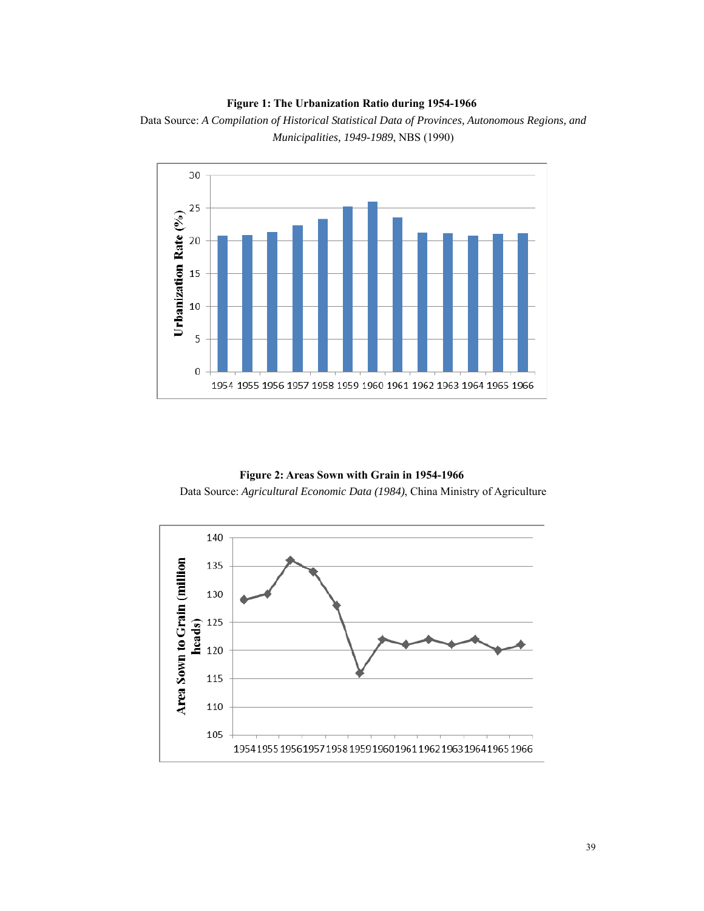**Figure 1: The Urbanization Ratio during 1954-1966**

Data Source: *A Compilation of Historical Statistical Data of Provinces, Autonomous Regions, and Municipalities, 1949-1989*, NBS (1990)

**Figure 2: Areas Sown with Grain in 1954-1966**

Data Source: *Agricultural Economic Data (1984)*, China Ministry of Agriculture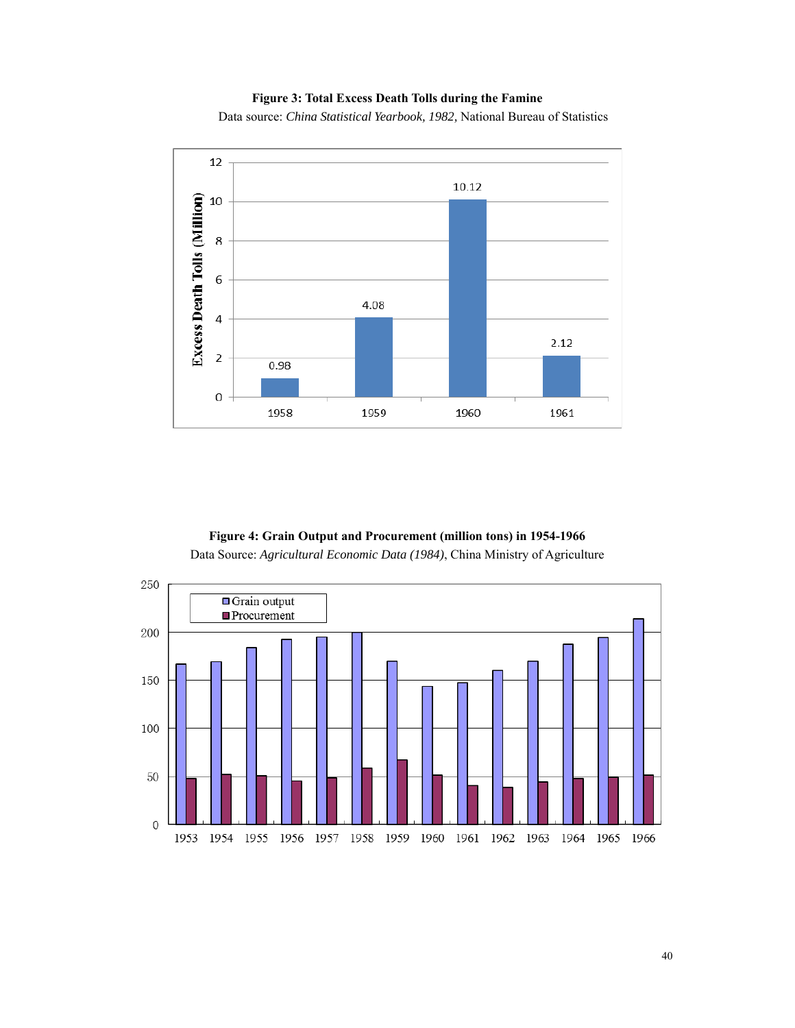**Figure 3: Total Excess Death Tolls during the Famine**

Data source: *China Statistical Yearbook, 1982,* National Bureau of Statistics

**Figure 4: Grain Output and Procurement (million tons) in 1954-1966**

Data Source: *Agricultural Economic Data (1984)*, China Ministry of Agriculture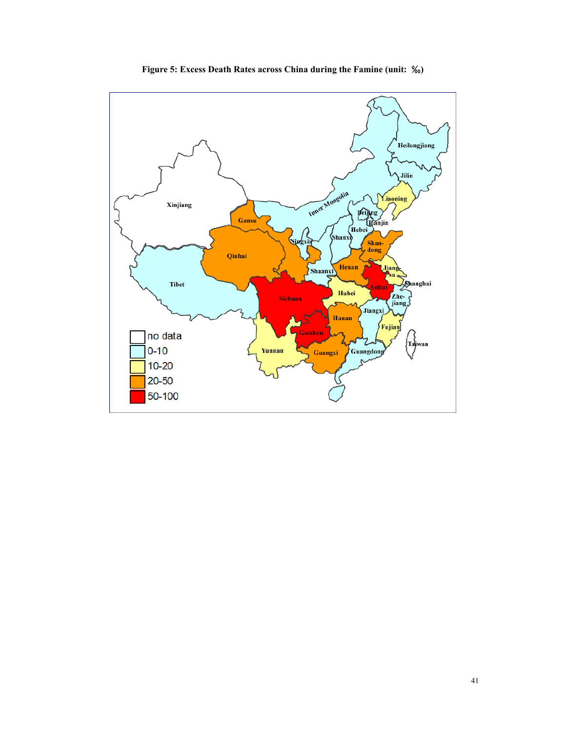**Figure 5: Excess Death Rates across China during the Famine (unit: ‰)**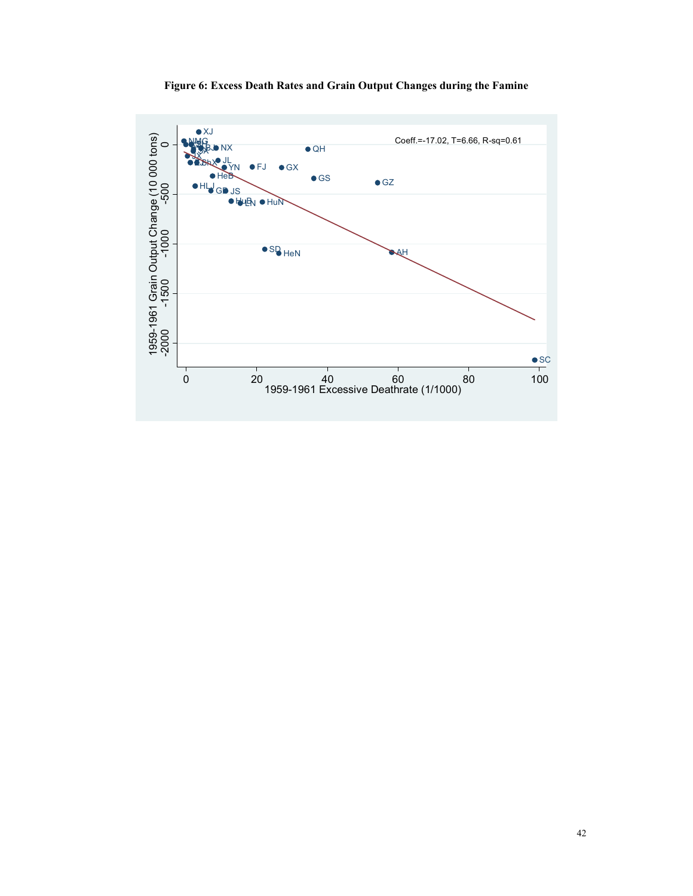**Figure 6: Excess Death Rates and Grain Output Changes during the Famine**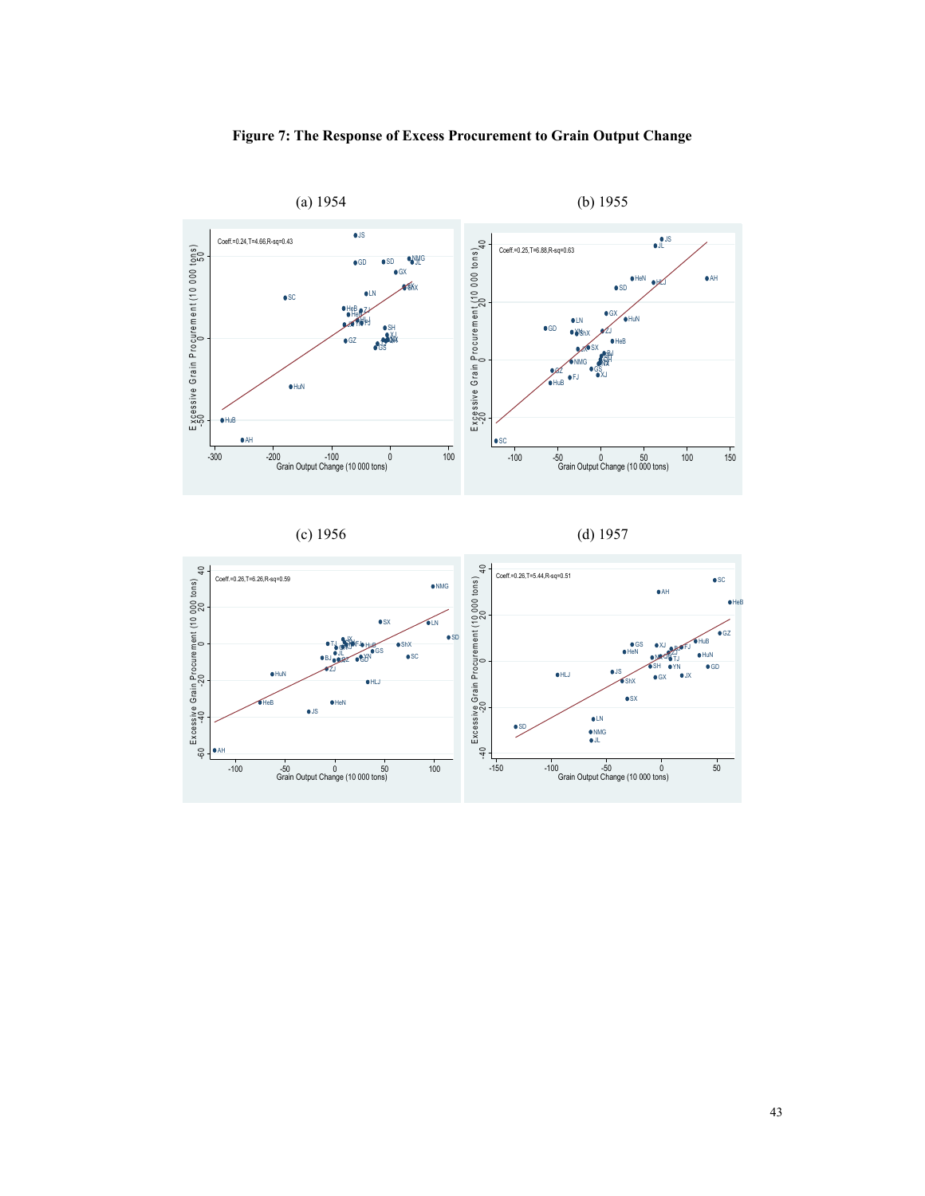**Figure 7: The Response of Excess Procurement to Grain Output Change**

(a) 1954

Coeff.=0.24,T=4.66,R-sq=0.43

(b) 1955

Coeff.=0.25,T=6.88,R-sq=0.63

(c) 1956

Coeff.=0.26,T=6.26,R-sq=0.59

(d) 1957

Coeff.=0.26,T=5.44,R-sq=0.51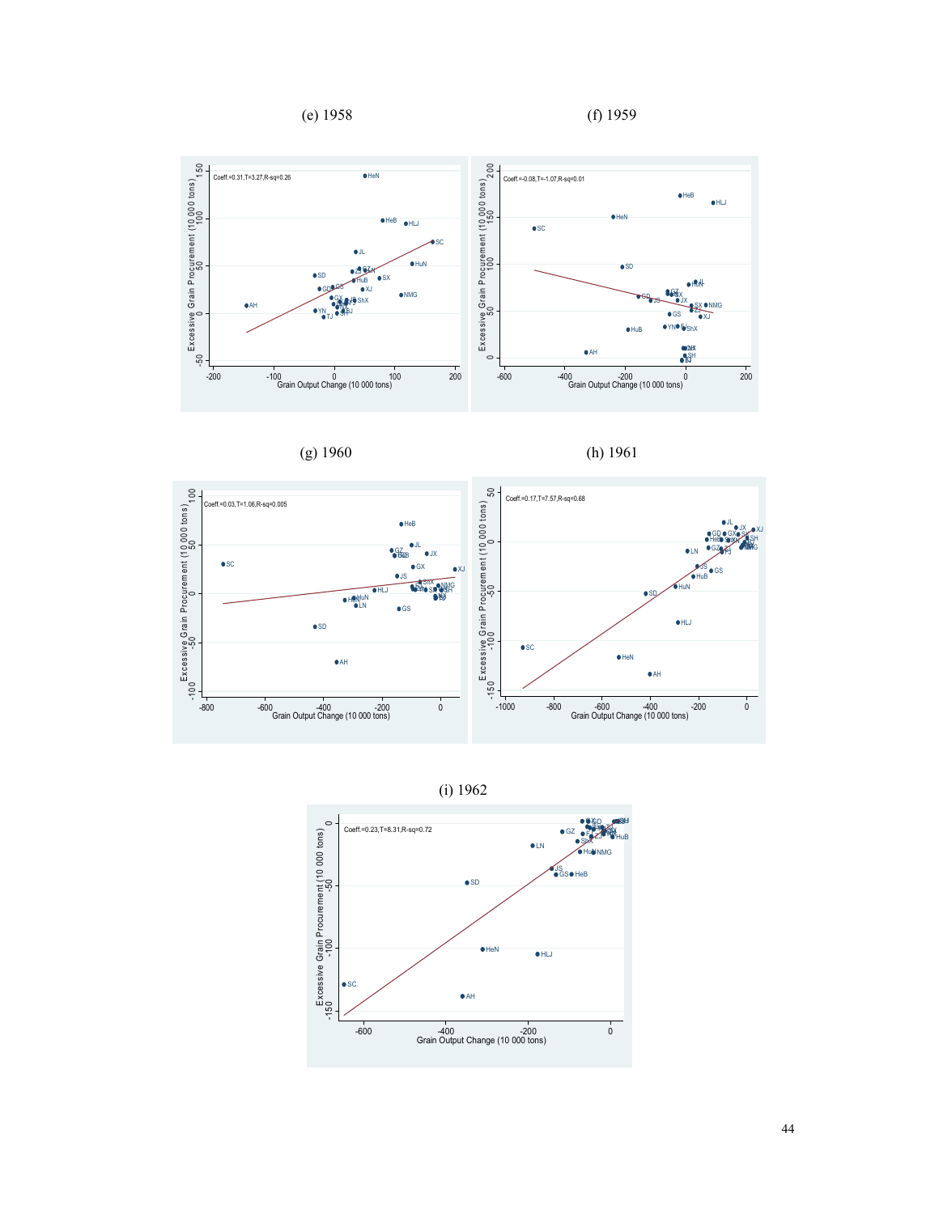(e) 1958

(f) 1959

(g) 1960

(h) 1961

(i) 1962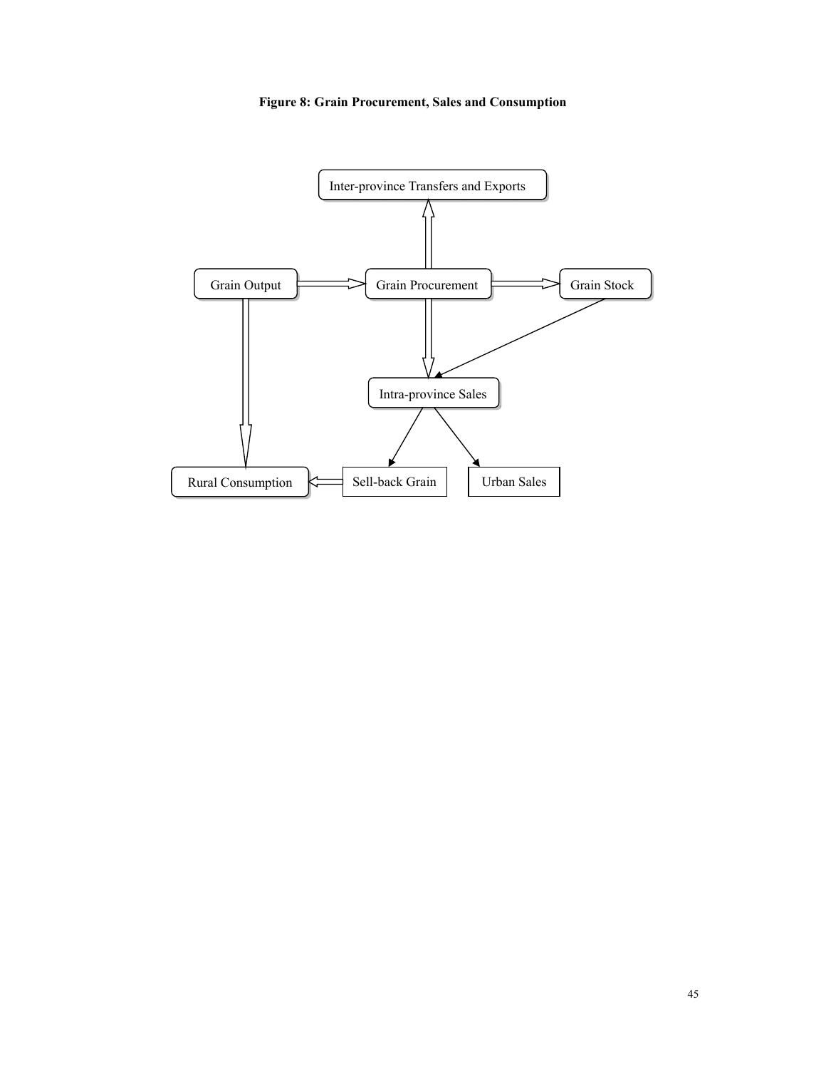**Figure 8: Grain Procurement, Sales and Consumption**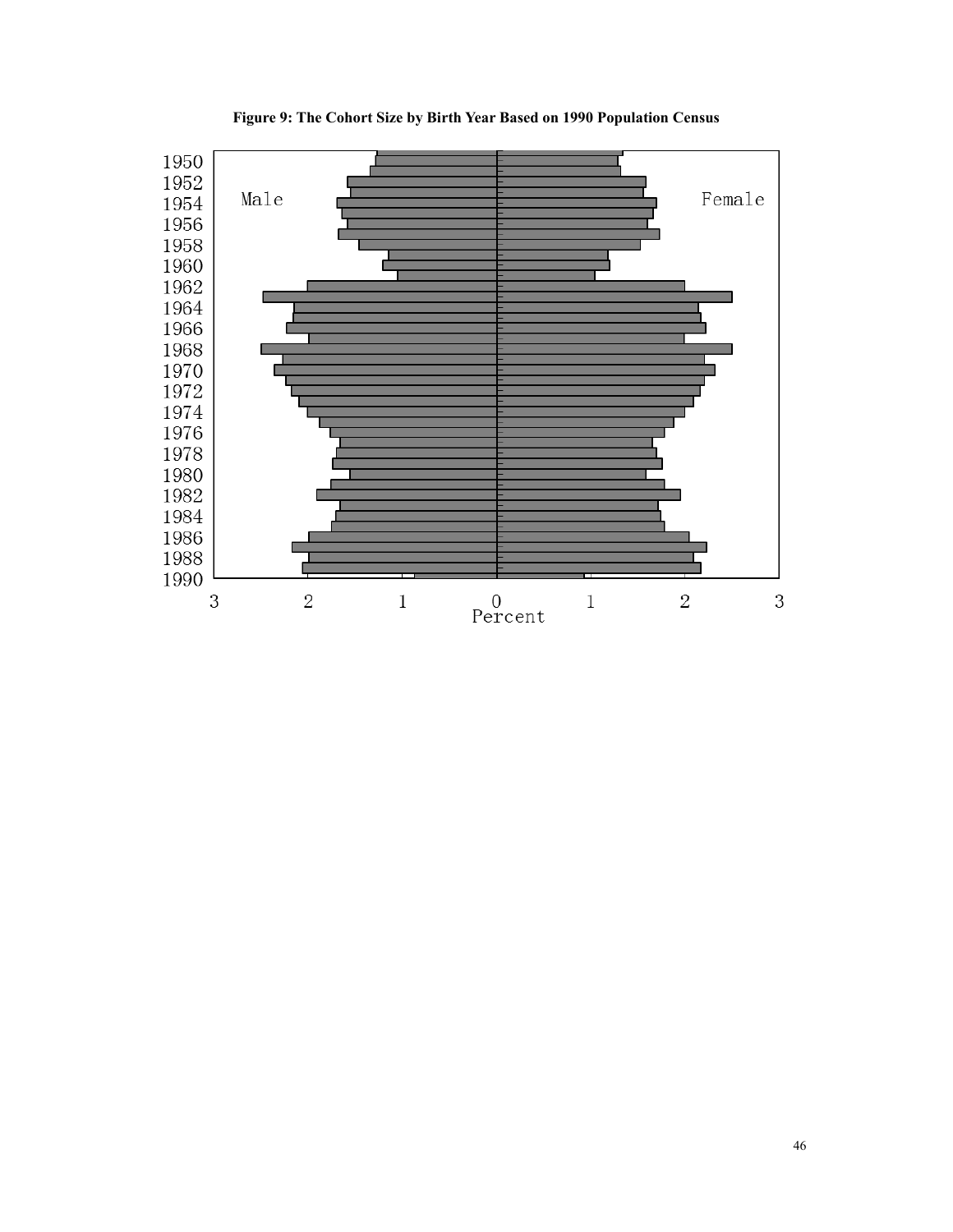**Figure 9: The Cohort Size by Birth Year Based on 1990 Population Census**

Male

Female

1950
1952
1954
1956
1958
1960
1962
1964
1966
1968
1970
1972
1974
1976
1978
1980
1982
1984
1986
1988
1990

3 2 1 0 1 2 3

Percent